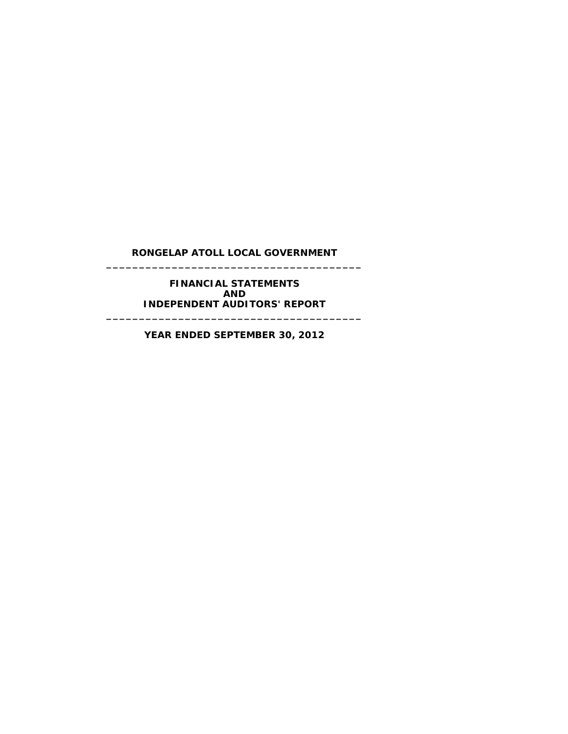# RONGELAP ATOLL LOCAL GOVERNMENT

---

## FINANCIAL STATEMENTS
## AND
## INDEPENDENT AUDITORS' REPORT

---

### YEAR ENDED SEPTEMBER 30, 2012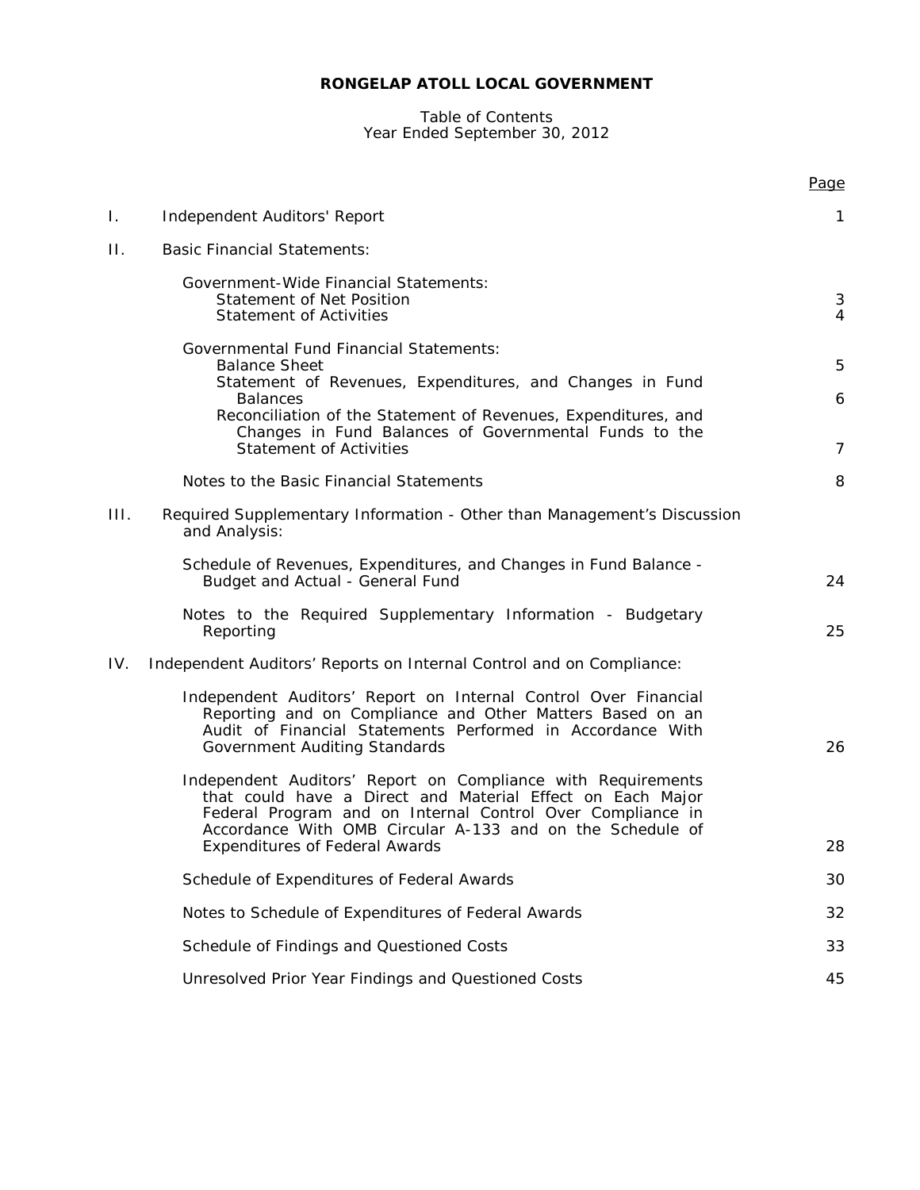# RONGELAP ATOLL LOCAL GOVERNMENT

Table of Contents
Year Ended September 30, 2012

| | | Page |
|---|---|---|
| I. | Independent Auditors' Report | 1 |
| II. | Basic Financial Statements: | |
| | Government-Wide Financial Statements: | |
| | Statement of Net Position | 3 |
| | Statement of Activities | 4 |
| | Governmental Fund Financial Statements: | |
| | Balance Sheet | 5 |
| | Statement of Revenues, Expenditures, and Changes in Fund Balances | 6 |
| | Reconciliation of the Statement of Revenues, Expenditures, and Changes in Fund Balances of Governmental Funds to the Statement of Activities | 7 |
| | Notes to the Basic Financial Statements | 8 |
| III. | Required Supplementary Information - Other than Management's Discussion and Analysis: | |
| | Schedule of Revenues, Expenditures, and Changes in Fund Balance - Budget and Actual - General Fund | 24 |
| | Notes to the Required Supplementary Information - Budgetary Reporting | 25 |
| IV. | Independent Auditors' Reports on Internal Control and on Compliance: | |
| | Independent Auditors' Report on Internal Control Over Financial Reporting and on Compliance and Other Matters Based on an Audit of Financial Statements Performed in Accordance With Government Auditing Standards | 26 |
| | Independent Auditors' Report on Compliance with Requirements that could have a Direct and Material Effect on Each Major Federal Program and on Internal Control Over Compliance in Accordance With OMB Circular A-133 and on the Schedule of Expenditures of Federal Awards | 28 |
| | Schedule of Expenditures of Federal Awards | 30 |
| | Notes to Schedule of Expenditures of Federal Awards | 32 |
| | Schedule of Findings and Questioned Costs | 33 |
| | Unresolved Prior Year Findings and Questioned Costs | 45 |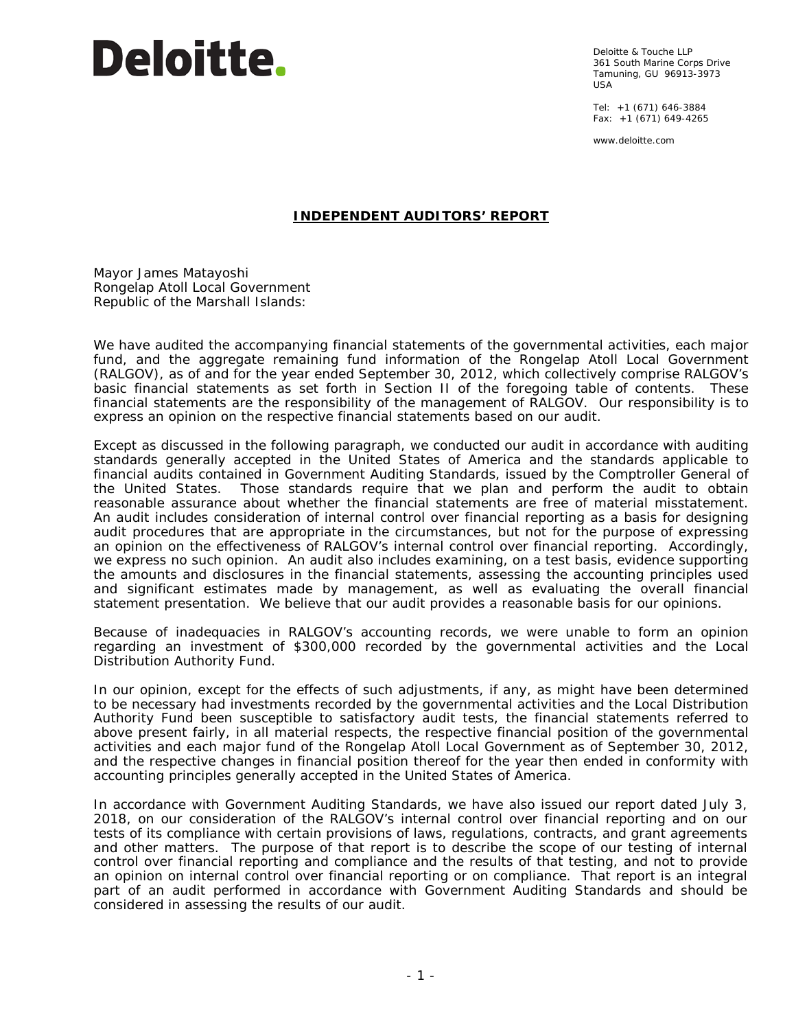Deloitte.

Deloitte & Touche LLP
361 South Marine Corps Drive
Tamuning, GU 96913-3973
USA

Tel: +1 (671) 646-3884
Fax: +1 (671) 649-4265

www.deloitte.com

## INDEPENDENT AUDITORS' REPORT

Mayor James Matayoshi
Rongelap Atoll Local Government
Republic of the Marshall Islands:

We have audited the accompanying financial statements of the governmental activities, each major fund, and the aggregate remaining fund information of the Rongelap Atoll Local Government (RALGOV), as of and for the year ended September 30, 2012, which collectively comprise RALGOV's basic financial statements as set forth in Section II of the foregoing table of contents. These financial statements are the responsibility of the management of RALGOV. Our responsibility is to express an opinion on the respective financial statements based on our audit.

Except as discussed in the following paragraph, we conducted our audit in accordance with auditing standards generally accepted in the United States of America and the standards applicable to financial audits contained in Government Auditing Standards, issued by the Comptroller General of the United States. Those standards require that we plan and perform the audit to obtain reasonable assurance about whether the financial statements are free of material misstatement. An audit includes consideration of internal control over financial reporting as a basis for designing audit procedures that are appropriate in the circumstances, but not for the purpose of expressing an opinion on the effectiveness of RALGOV's internal control over financial reporting. Accordingly, we express no such opinion. An audit also includes examining, on a test basis, evidence supporting the amounts and disclosures in the financial statements, assessing the accounting principles used and significant estimates made by management, as well as evaluating the overall financial statement presentation. We believe that our audit provides a reasonable basis for our opinions.

Because of inadequacies in RALGOV's accounting records, we were unable to form an opinion regarding an investment of $300,000 recorded by the governmental activities and the Local Distribution Authority Fund.

In our opinion, except for the effects of such adjustments, if any, as might have been determined to be necessary had investments recorded by the governmental activities and the Local Distribution Authority Fund been susceptible to satisfactory audit tests, the financial statements referred to above present fairly, in all material respects, the respective financial position of the governmental activities and each major fund of the Rongelap Atoll Local Government as of September 30, 2012, and the respective changes in financial position thereof for the year then ended in conformity with accounting principles generally accepted in the United States of America.

In accordance with Government Auditing Standards, we have also issued our report dated July 3, 2018, on our consideration of the RALGOV's internal control over financial reporting and on our tests of its compliance with certain provisions of laws, regulations, contracts, and grant agreements and other matters. The purpose of that report is to describe the scope of our testing of internal control over financial reporting and compliance and the results of that testing, and not to provide an opinion on internal control over financial reporting or on compliance. That report is an integral part of an audit performed in accordance with Government Auditing Standards and should be considered in assessing the results of our audit.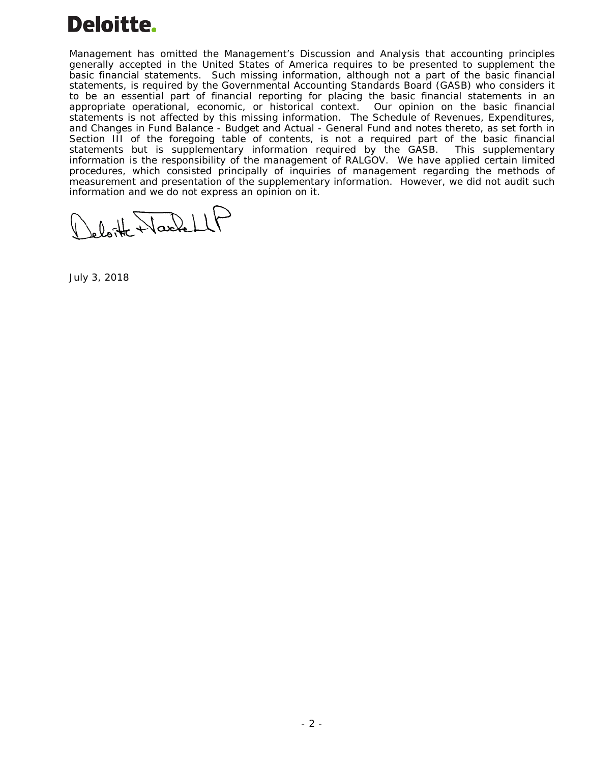Management has omitted the Management's Discussion and Analysis that accounting principles generally accepted in the United States of America requires to be presented to supplement the basic financial statements. Such missing information, although not a part of the basic financial statements, is required by the Governmental Accounting Standards Board (GASB) who considers it to be an essential part of financial reporting for placing the basic financial statements in an appropriate operational, economic, or historical context. Our opinion on the basic financial statements is not affected by this missing information. The Schedule of Revenues, Expenditures, and Changes in Fund Balance - Budget and Actual - General Fund and notes thereto, as set forth in Section III of the foregoing table of contents, is not a required part of the basic financial statements but is supplementary information required by the GASB. This supplementary information is the responsibility of the management of RALGOV. We have applied certain limited procedures, which consisted principally of inquiries of management regarding the methods of measurement and presentation of the supplementary information. However, we did not audit such information and we do not express an opinion on it.

Deloitte & Touche LLP

July 3, 2018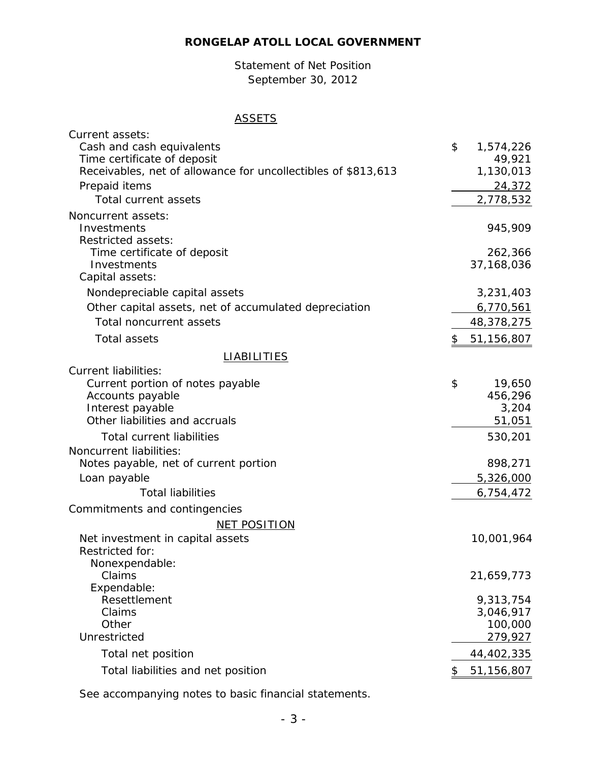**RONGELAP ATOLL LOCAL GOVERNMENT**

Statement of Net Position
September 30, 2012

| | |
|---|---|
| **ASSETS** | |
| Current assets: | |
| Cash and cash equivalents | $ 1,574,226 |
| Time certificate of deposit | 49,921 |
| Receivables, net of allowance for uncollectibles of $813,613 | 1,130,013 |
| Prepaid items | 24,372 |
| Total current assets | 2,778,532 |
| Noncurrent assets: | |
| Investments | 945,909 |
| Restricted assets: | |
| Time certificate of deposit | 262,366 |
| Investments | 37,168,036 |
| Capital assets: | |
| Nondepreciable capital assets | 3,231,403 |
| Other capital assets, net of accumulated depreciation | 6,770,561 |
| Total noncurrent assets | 48,378,275 |
| Total assets | $ 51,156,807 |
| **LIABILITIES** | |
| Current liabilities: | |
| Current portion of notes payable | $ 19,650 |
| Accounts payable | 456,296 |
| Interest payable | 3,204 |
| Other liabilities and accruals | 51,051 |
| Total current liabilities | 530,201 |
| Noncurrent liabilities: | |
| Notes payable, net of current portion | 898,271 |
| Loan payable | 5,326,000 |
| Total liabilities | 6,754,472 |
| Commitments and contingencies | |
| **NET POSITION** | |
| Net investment in capital assets | 10,001,964 |
| Restricted for: | |
| Nonexpendable: | |
| Claims | 21,659,773 |
| Expendable: | |
| Resettlement | 9,313,754 |
| Claims | 3,046,917 |
| Other | 100,000 |
| Unrestricted | 279,927 |
| Total net position | 44,402,335 |
| Total liabilities and net position | $ 51,156,807 |

See accompanying notes to basic financial statements.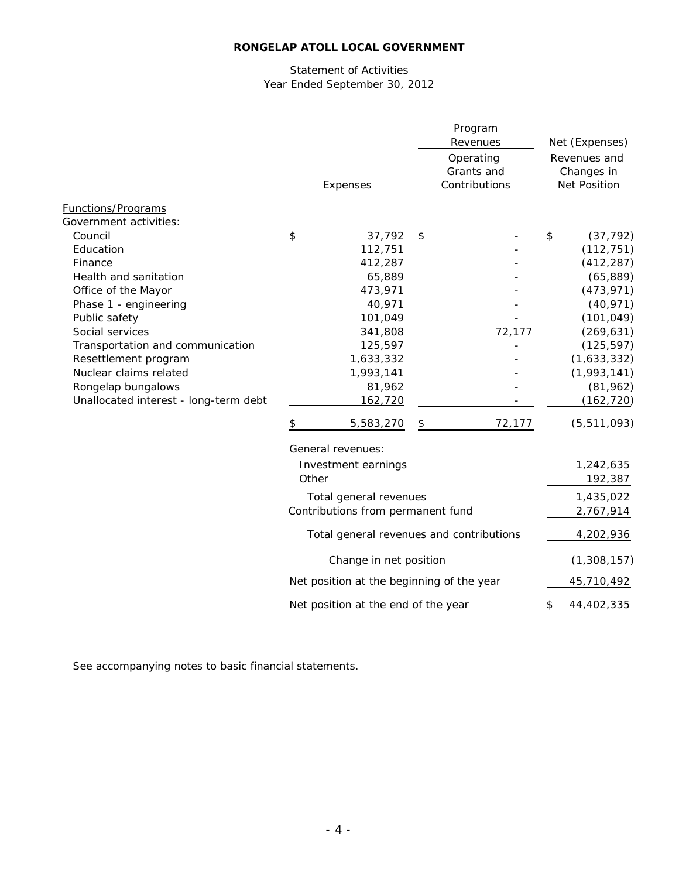**RONGELAP ATOLL LOCAL GOVERNMENT**

Statement of Activities
Year Ended September 30, 2012

| | Expenses | Program Revenues: Operating Grants and Contributions | Net (Expenses) Revenues and Changes in Net Position |
|---|---|---|---|
| Functions/Programs | | | |
| Government activities: | | | |
| Council | $ 37,792 | $ - | $ (37,792) |
| Education | 112,751 | - | (112,751) |
| Finance | 412,287 | - | (412,287) |
| Health and sanitation | 65,889 | - | (65,889) |
| Office of the Mayor | 473,971 | - | (473,971) |
| Phase 1 - engineering | 40,971 | - | (40,971) |
| Public safety | 101,049 | - | (101,049) |
| Social services | 341,808 | 72,177 | (269,631) |
| Transportation and communication | 125,597 | - | (125,597) |
| Resettlement program | 1,633,332 | - | (1,633,332) |
| Nuclear claims related | 1,993,141 | - | (1,993,141) |
| Rongelap bungalows | 81,962 | - | (81,962) |
| Unallocated interest - long-term debt | 162,720 | - | (162,720) |
| | $ 5,583,270 | $ 72,177 | (5,511,093) |
| General revenues: | | | |
| Investment earnings | | | 1,242,635 |
| Other | | | 192,387 |
| Total general revenues | | | 1,435,022 |
| Contributions from permanent fund | | | 2,767,914 |
| Total general revenues and contributions | | | 4,202,936 |
| Change in net position | | | (1,308,157) |
| Net position at the beginning of the year | | | 45,710,492 |
| Net position at the end of the year | | | $ 44,402,335 |

See accompanying notes to basic financial statements.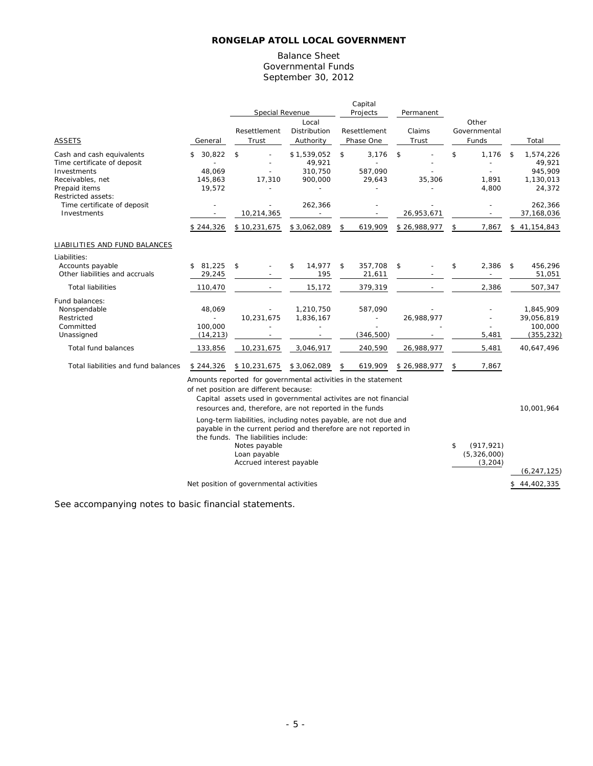# RONGELAP ATOLL LOCAL GOVERNMENT

Balance Sheet
Governmental Funds
September 30, 2012

| | | Special Revenue | | Capital Projects | Permanent | | |
|---|---|---|---|---|---|---|---|
| ASSETS | General | Resettlement Trust | Local Distribution Authority | Resettlement Phase One | Claims Trust | Other Governmental Funds | Total |
| Cash and cash equivalents | $ 30,822 | $ - | $ 1,539,052 | $ 3,176 | $ - | $ 1,176 | $ 1,574,226 |
| Time certificate of deposit | - | - | 49,921 | - | - | - | 49,921 |
| Investments | 48,069 | - | 310,750 | 587,090 | - | - | 945,909 |
| Receivables, net | 145,863 | 17,310 | 900,000 | 29,643 | 35,306 | 1,891 | 1,130,013 |
| Prepaid items | 19,572 | - | - | - | - | 4,800 | 24,372 |
| Restricted assets: | | | | | | | |
| Time certificate of deposit | - | - | 262,366 | - | - | - | 262,366 |
| Investments | - | 10,214,365 | - | - | 26,953,671 | - | 37,168,036 |
| | $ 244,326 | $ 10,231,675 | $ 3,062,089 | $ 619,909 | $ 26,988,977 | $ 7,867 | $ 41,154,843 |
| LIABILITIES AND FUND BALANCES | | | | | | | |
| Liabilities: | | | | | | | |
| Accounts payable | $ 81,225 | $ - | $ 14,977 | $ 357,708 | $ - | $ 2,386 | $ 456,296 |
| Other liabilities and accruals | 29,245 | - | 195 | 21,611 | - | - | 51,051 |
| Total liabilities | 110,470 | - | 15,172 | 379,319 | - | 2,386 | 507,347 |
| Fund balances: | | | | | | | |
| Nonspendable | 48,069 | - | 1,210,750 | 587,090 | - | - | 1,845,909 |
| Restricted | - | 10,231,675 | 1,836,167 | - | 26,988,977 | - | 39,056,819 |
| Committed | 100,000 | - | - | - | - | - | 100,000 |
| Unassigned | (14,213) | - | - | (346,500) | - | 5,481 | (355,232) |
| Total fund balances | 133,856 | 10,231,675 | 3,046,917 | 240,590 | 26,988,977 | 5,481 | 40,647,496 |
| Total liabilities and fund balances | $ 244,326 | $ 10,231,675 | $ 3,062,089 | $ 619,909 | $ 26,988,977 | $ 7,867 | |

| | | |
|---|---|---|
| Amounts reported for governmental activities in the statement of net position are different because: | | |
| Capital assets used in governmental activites are not financial resources and, therefore, are not reported in the funds | | 10,001,964 |
| Long-term liabilities, including notes payable, are not due and payable in the current period and therefore are not reported in the funds. The liabilities include: | | |
| Notes payable | $ (917,921) | |
| Loan payable | (5,326,000) | |
| Accrued interest payable | (3,204) | |
| | | (6,247,125) |
| Net position of governmental activities | | $ 44,402,335 |

See accompanying notes to basic financial statements.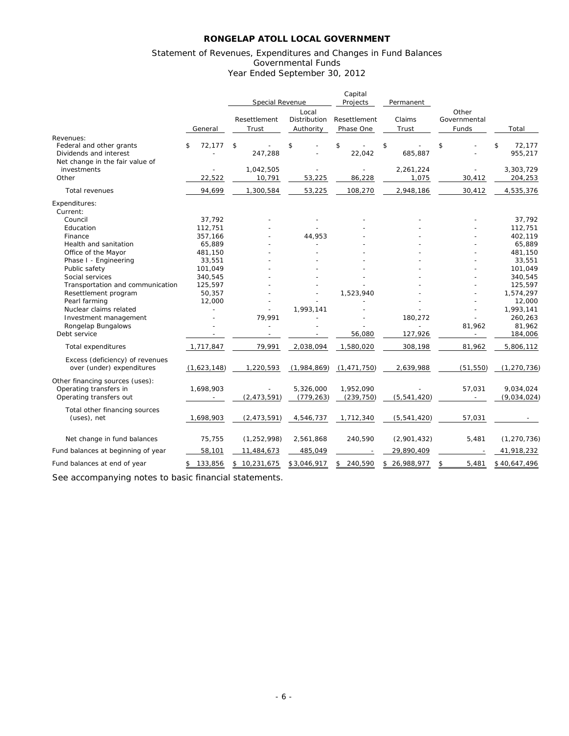**RONGELAP ATOLL LOCAL GOVERNMENT**

Statement of Revenues, Expenditures and Changes in Fund Balances
Governmental Funds
Year Ended September 30, 2012

| | | Special Revenue | | Capital Projects | Permanent | | |
|---|---|---|---|---|---|---|---|
| | General | Resettlement Trust | Local Distribution Authority | Resettlement Phase One | Claims Trust | Other Governmental Funds | Total |
| Revenues: | | | | | | | |
| Federal and other grants | $ 72,177 | $ - | $ - | $ - | $ - | $ - | $ 72,177 |
| Dividends and interest | - | 247,288 | - | 22,042 | 685,887 | - | 955,217 |
| Net change in the fair value of investments | - | 1,042,505 | - | - | 2,261,224 | - | 3,303,729 |
| Other | 22,522 | 10,791 | 53,225 | 86,228 | 1,075 | 30,412 | 204,253 |
| Total revenues | 94,699 | 1,300,584 | 53,225 | 108,270 | 2,948,186 | 30,412 | 4,535,376 |
| Expenditures: | | | | | | | |
| Current: | | | | | | | |
| Council | 37,792 | - | - | - | - | - | 37,792 |
| Education | 112,751 | - | - | - | - | - | 112,751 |
| Finance | 357,166 | - | 44,953 | - | - | - | 402,119 |
| Health and sanitation | 65,889 | - | - | - | - | - | 65,889 |
| Office of the Mayor | 481,150 | - | - | - | - | - | 481,150 |
| Phase I - Engineering | 33,551 | - | - | - | - | - | 33,551 |
| Public safety | 101,049 | - | - | - | - | - | 101,049 |
| Social services | 340,545 | - | - | - | - | - | 340,545 |
| Transportation and communication | 125,597 | - | - | - | - | - | 125,597 |
| Resettlement program | 50,357 | - | - | 1,523,940 | - | - | 1,574,297 |
| Pearl farming | 12,000 | - | - | - | - | - | 12,000 |
| Nuclear claims related | - | - | 1,993,141 | - | - | - | 1,993,141 |
| Investment management | - | 79,991 | - | - | 180,272 | - | 260,263 |
| Rongelap Bungalows | - | - | - | - | - | 81,962 | 81,962 |
| Debt service | - | - | - | 56,080 | 127,926 | - | 184,006 |
| Total expenditures | 1,717,847 | 79,991 | 2,038,094 | 1,580,020 | 308,198 | 81,962 | 5,806,112 |
| Excess (deficiency) of revenues over (under) expenditures | (1,623,148) | 1,220,593 | (1,984,869) | (1,471,750) | 2,639,988 | (51,550) | (1,270,736) |
| Other financing sources (uses): | | | | | | | |
| Operating transfers in | 1,698,903 | - | 5,326,000 | 1,952,090 | - | 57,031 | 9,034,024 |
| Operating transfers out | - | (2,473,591) | (779,263) | (239,750) | (5,541,420) | - | (9,034,024) |
| Total other financing sources (uses), net | 1,698,903 | (2,473,591) | 4,546,737 | 1,712,340 | (5,541,420) | 57,031 | - |
| Net change in fund balances | 75,755 | (1,252,998) | 2,561,868 | 240,590 | (2,901,432) | 5,481 | (1,270,736) |
| Fund balances at beginning of year | 58,101 | 11,484,673 | 485,049 | - | 29,890,409 | - | 41,918,232 |
| Fund balances at end of year | $ 133,856 | $ 10,231,675 | $ 3,046,917 | $ 240,590 | $ 26,988,977 | $ 5,481 | $ 40,647,496 |

See accompanying notes to basic financial statements.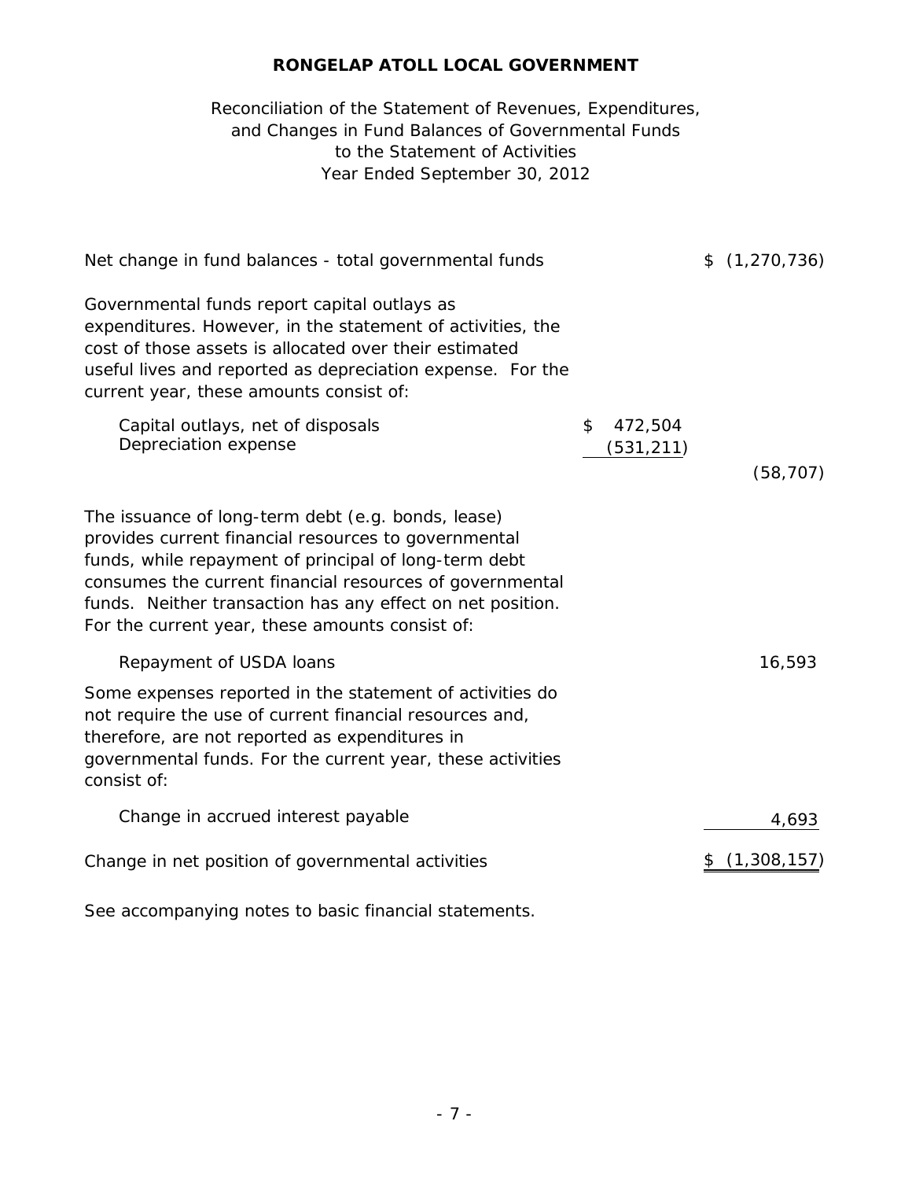**RONGELAP ATOLL LOCAL GOVERNMENT**

Reconciliation of the Statement of Revenues, Expenditures, and Changes in Fund Balances of Governmental Funds to the Statement of Activities
Year Ended September 30, 2012

| | | |
|---|---|---|
| Net change in fund balances - total governmental funds | | $ (1,270,736) |
| Governmental funds report capital outlays as expenditures. However, in the statement of activities, the cost of those assets is allocated over their estimated useful lives and reported as depreciation expense. For the current year, these amounts consist of: | | |
| Capital outlays, net of disposals | $ 472,504 | |
| Depreciation expense | (531,211) | |
| | | (58,707) |
| The issuance of long-term debt (e.g. bonds, lease) provides current financial resources to governmental funds, while repayment of principal of long-term debt consumes the current financial resources of governmental funds. Neither transaction has any effect on net position. For the current year, these amounts consist of: | | |
| Repayment of USDA loans | | 16,593 |
| Some expenses reported in the statement of activities do not require the use of current financial resources and, therefore, are not reported as expenditures in governmental funds. For the current year, these activities consist of: | | |
| Change in accrued interest payable | | 4,693 |
| Change in net position of governmental activities | | $ (1,308,157) |

See accompanying notes to basic financial statements.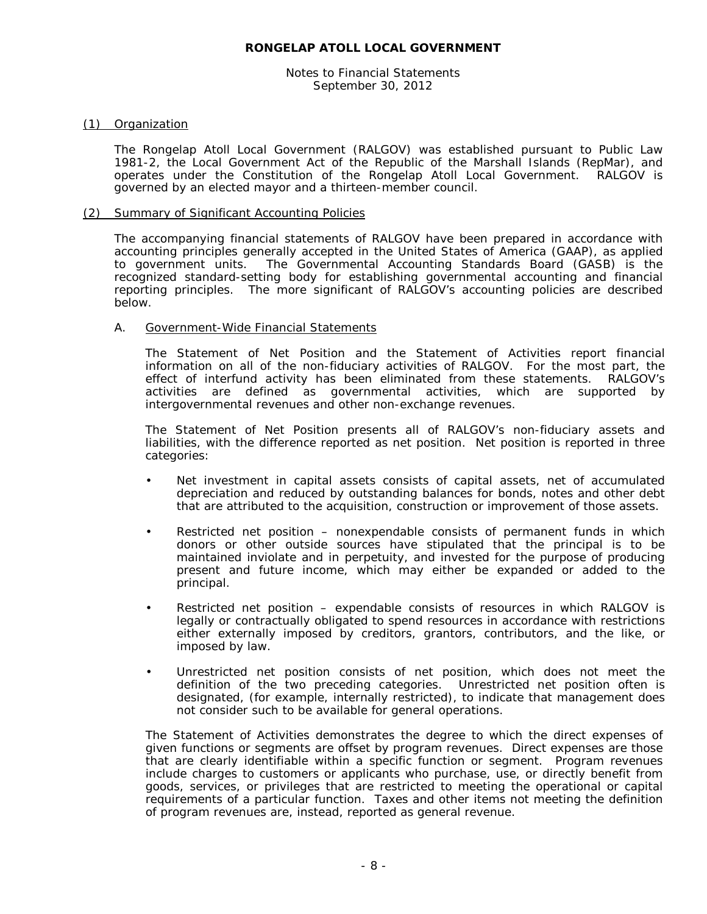**RONGELAP ATOLL LOCAL GOVERNMENT**

Notes to Financial Statements
September 30, 2012

(1) Organization

The Rongelap Atoll Local Government (RALGOV) was established pursuant to Public Law 1981-2, the Local Government Act of the Republic of the Marshall Islands (RepMar), and operates under the Constitution of the Rongelap Atoll Local Government. RALGOV is governed by an elected mayor and a thirteen-member council.

(2) Summary of Significant Accounting Policies

The accompanying financial statements of RALGOV have been prepared in accordance with accounting principles generally accepted in the United States of America (GAAP), as applied to government units. The Governmental Accounting Standards Board (GASB) is the recognized standard-setting body for establishing governmental accounting and financial reporting principles. The more significant of RALGOV's accounting policies are described below.

A. Government-Wide Financial Statements

The Statement of Net Position and the Statement of Activities report financial information on all of the non-fiduciary activities of RALGOV. For the most part, the effect of interfund activity has been eliminated from these statements. RALGOV's activities are defined as governmental activities, which are supported by intergovernmental revenues and other non-exchange revenues.

The Statement of Net Position presents all of RALGOV's non-fiduciary assets and liabilities, with the difference reported as net position. Net position is reported in three categories:

- Net investment in capital assets consists of capital assets, net of accumulated depreciation and reduced by outstanding balances for bonds, notes and other debt that are attributed to the acquisition, construction or improvement of those assets.
- Restricted net position – nonexpendable consists of permanent funds in which donors or other outside sources have stipulated that the principal is to be maintained inviolate and in perpetuity, and invested for the purpose of producing present and future income, which may either be expanded or added to the principal.
- Restricted net position – expendable consists of resources in which RALGOV is legally or contractually obligated to spend resources in accordance with restrictions either externally imposed by creditors, grantors, contributors, and the like, or imposed by law.
- Unrestricted net position consists of net position, which does not meet the definition of the two preceding categories. Unrestricted net position often is designated, (for example, internally restricted), to indicate that management does not consider such to be available for general operations.

The Statement of Activities demonstrates the degree to which the direct expenses of given functions or segments are offset by program revenues. Direct expenses are those that are clearly identifiable within a specific function or segment. Program revenues include charges to customers or applicants who purchase, use, or directly benefit from goods, services, or privileges that are restricted to meeting the operational or capital requirements of a particular function. Taxes and other items not meeting the definition of program revenues are, instead, reported as general revenue.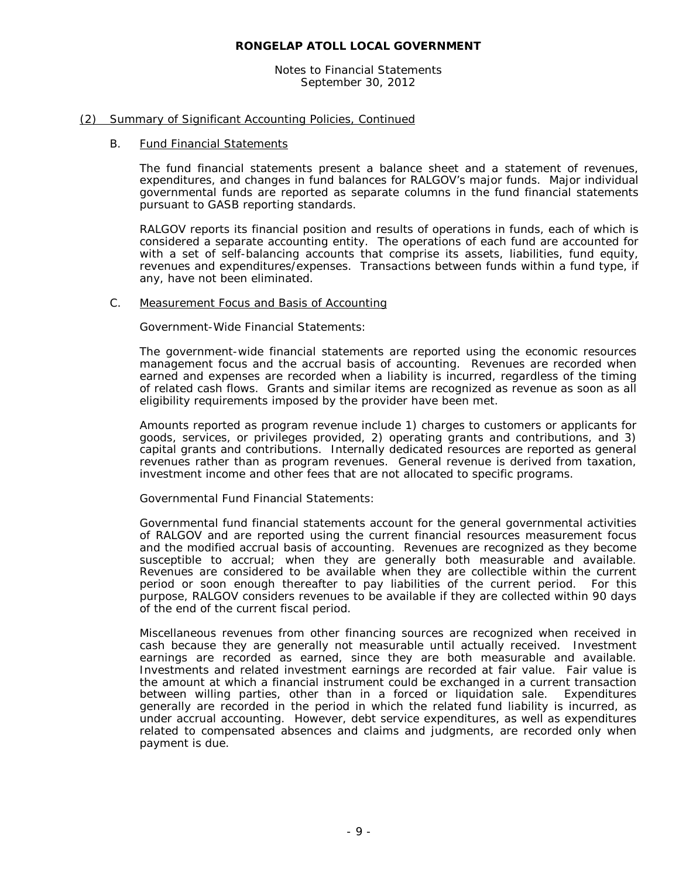## (2) Summary of Significant Accounting Policies, Continued

### B. Fund Financial Statements

The fund financial statements present a balance sheet and a statement of revenues, expenditures, and changes in fund balances for RALGOV's major funds. Major individual governmental funds are reported as separate columns in the fund financial statements pursuant to GASB reporting standards.

RALGOV reports its financial position and results of operations in funds, each of which is considered a separate accounting entity. The operations of each fund are accounted for with a set of self-balancing accounts that comprise its assets, liabilities, fund equity, revenues and expenditures/expenses. Transactions between funds within a fund type, if any, have not been eliminated.

### C. Measurement Focus and Basis of Accounting

Government-Wide Financial Statements:

The government-wide financial statements are reported using the economic resources management focus and the accrual basis of accounting. Revenues are recorded when earned and expenses are recorded when a liability is incurred, regardless of the timing of related cash flows. Grants and similar items are recognized as revenue as soon as all eligibility requirements imposed by the provider have been met.

Amounts reported as program revenue include 1) charges to customers or applicants for goods, services, or privileges provided, 2) operating grants and contributions, and 3) capital grants and contributions. Internally dedicated resources are reported as general revenues rather than as program revenues. General revenue is derived from taxation, investment income and other fees that are not allocated to specific programs.

Governmental Fund Financial Statements:

Governmental fund financial statements account for the general governmental activities of RALGOV and are reported using the current financial resources measurement focus and the modified accrual basis of accounting. Revenues are recognized as they become susceptible to accrual; when they are generally both measurable and available. Revenues are considered to be available when they are collectible within the current period or soon enough thereafter to pay liabilities of the current period. For this purpose, RALGOV considers revenues to be available if they are collected within 90 days of the end of the current fiscal period.

Miscellaneous revenues from other financing sources are recognized when received in cash because they are generally not measurable until actually received. Investment earnings are recorded as earned, since they are both measurable and available. Investments and related investment earnings are recorded at fair value. Fair value is the amount at which a financial instrument could be exchanged in a current transaction between willing parties, other than in a forced or liquidation sale. Expenditures generally are recorded in the period in which the related fund liability is incurred, as under accrual accounting. However, debt service expenditures, as well as expenditures related to compensated absences and claims and judgments, are recorded only when payment is due.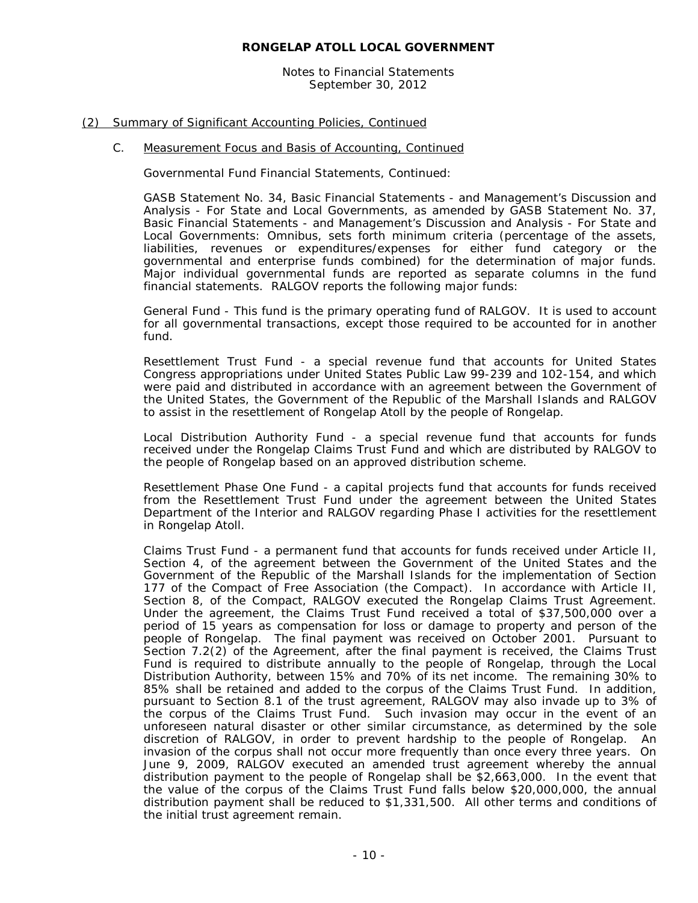## (2) Summary of Significant Accounting Policies, Continued

### C. Measurement Focus and Basis of Accounting, Continued

Governmental Fund Financial Statements, Continued:

GASB Statement No. 34, Basic Financial Statements - and Management's Discussion and Analysis - For State and Local Governments, as amended by GASB Statement No. 37, Basic Financial Statements - and Management's Discussion and Analysis - For State and Local Governments: Omnibus, sets forth minimum criteria (percentage of the assets, liabilities, revenues or expenditures/expenses for either fund category or the governmental and enterprise funds combined) for the determination of major funds. Major individual governmental funds are reported as separate columns in the fund financial statements. RALGOV reports the following major funds:

General Fund - This fund is the primary operating fund of RALGOV. It is used to account for all governmental transactions, except those required to be accounted for in another fund.

Resettlement Trust Fund - a special revenue fund that accounts for United States Congress appropriations under United States Public Law 99-239 and 102-154, and which were paid and distributed in accordance with an agreement between the Government of the United States, the Government of the Republic of the Marshall Islands and RALGOV to assist in the resettlement of Rongelap Atoll by the people of Rongelap.

Local Distribution Authority Fund - a special revenue fund that accounts for funds received under the Rongelap Claims Trust Fund and which are distributed by RALGOV to the people of Rongelap based on an approved distribution scheme.

Resettlement Phase One Fund - a capital projects fund that accounts for funds received from the Resettlement Trust Fund under the agreement between the United States Department of the Interior and RALGOV regarding Phase I activities for the resettlement in Rongelap Atoll.

Claims Trust Fund - a permanent fund that accounts for funds received under Article II, Section 4, of the agreement between the Government of the United States and the Government of the Republic of the Marshall Islands for the implementation of Section 177 of the Compact of Free Association (the Compact). In accordance with Article II, Section 8, of the Compact, RALGOV executed the Rongelap Claims Trust Agreement. Under the agreement, the Claims Trust Fund received a total of $37,500,000 over a period of 15 years as compensation for loss or damage to property and person of the people of Rongelap. The final payment was received on October 2001. Pursuant to Section 7.2(2) of the Agreement, after the final payment is received, the Claims Trust Fund is required to distribute annually to the people of Rongelap, through the Local Distribution Authority, between 15% and 70% of its net income. The remaining 30% to 85% shall be retained and added to the corpus of the Claims Trust Fund. In addition, pursuant to Section 8.1 of the trust agreement, RALGOV may also invade up to 3% of the corpus of the Claims Trust Fund. Such invasion may occur in the event of an unforeseen natural disaster or other similar circumstance, as determined by the sole discretion of RALGOV, in order to prevent hardship to the people of Rongelap. An invasion of the corpus shall not occur more frequently than once every three years. On June 9, 2009, RALGOV executed an amended trust agreement whereby the annual distribution payment to the people of Rongelap shall be $2,663,000. In the event that the value of the corpus of the Claims Trust Fund falls below $20,000,000, the annual distribution payment shall be reduced to $1,331,500. All other terms and conditions of the initial trust agreement remain.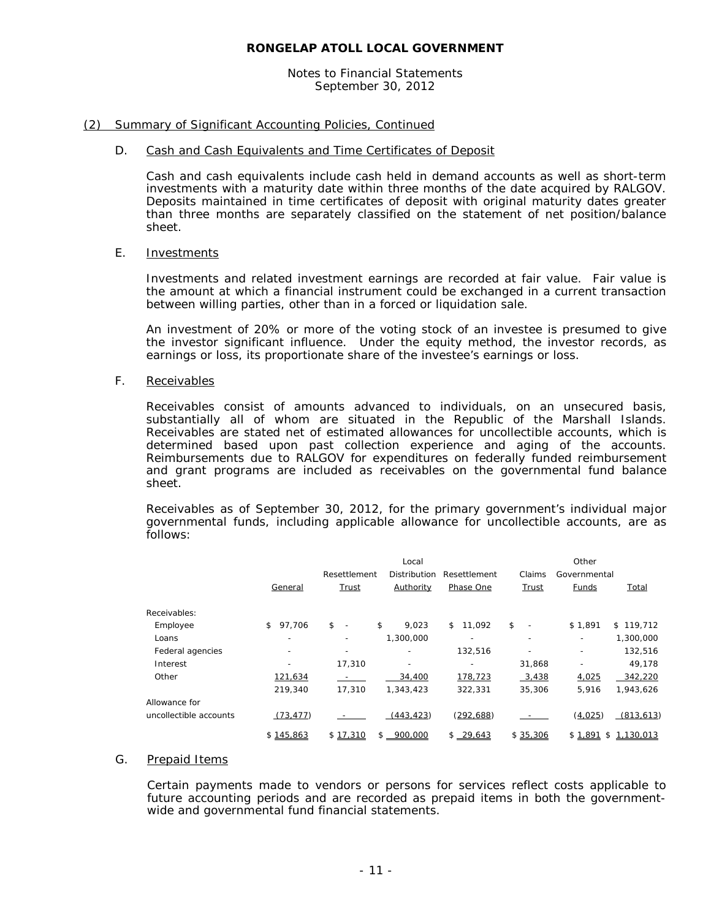**RONGELAP ATOLL LOCAL GOVERNMENT**

Notes to Financial Statements
September 30, 2012

## (2) Summary of Significant Accounting Policies, Continued

### D. Cash and Cash Equivalents and Time Certificates of Deposit

Cash and cash equivalents include cash held in demand accounts as well as short-term investments with a maturity date within three months of the date acquired by RALGOV. Deposits maintained in time certificates of deposit with original maturity dates greater than three months are separately classified on the statement of net position/balance sheet.

### E. Investments

Investments and related investment earnings are recorded at fair value. Fair value is the amount at which a financial instrument could be exchanged in a current transaction between willing parties, other than in a forced or liquidation sale.

An investment of 20% or more of the voting stock of an investee is presumed to give the investor significant influence. Under the equity method, the investor records, as earnings or loss, its proportionate share of the investee's earnings or loss.

### F. Receivables

Receivables consist of amounts advanced to individuals, on an unsecured basis, substantially all of whom are situated in the Republic of the Marshall Islands. Receivables are stated net of estimated allowances for uncollectible accounts, which is determined based upon past collection experience and aging of the accounts. Reimbursements due to RALGOV for expenditures on federally funded reimbursement and grant programs are included as receivables on the governmental fund balance sheet.

Receivables as of September 30, 2012, for the primary government's individual major governmental funds, including applicable allowance for uncollectible accounts, are as follows:

| | General | Resettlement Trust | Local Distribution Authority | Resettlement Phase One | Claims Trust | Other Governmental Funds | Total |
|---|---|---|---|---|---|---|---|
| Receivables: | | | | | | | |
| Employee | $ 97,706 | $ - | $ 9,023 | $ 11,092 | $ - | $ 1,891 | $ 119,712 |
| Loans | - | - | 1,300,000 | - | - | - | 1,300,000 |
| Federal agencies | - | - | - | 132,516 | - | - | 132,516 |
| Interest | - | 17,310 | - | - | 31,868 | - | 49,178 |
| Other | 121,634 | - | 34,400 | 178,723 | 3,438 | 4,025 | 342,220 |
| | 219,340 | 17,310 | 1,343,423 | 322,331 | 35,306 | 5,916 | 1,943,626 |
| Allowance for uncollectible accounts | (73,477) | - | (443,423) | (292,688) | - | (4,025) | (813,613) |
| | $ 145,863 | $ 17,310 | $ 900,000 | $ 29,643 | $ 35,306 | $ 1,891 | $ 1,130,013 |

### G. Prepaid Items

Certain payments made to vendors or persons for services reflect costs applicable to future accounting periods and are recorded as prepaid items in both the government-wide and governmental fund financial statements.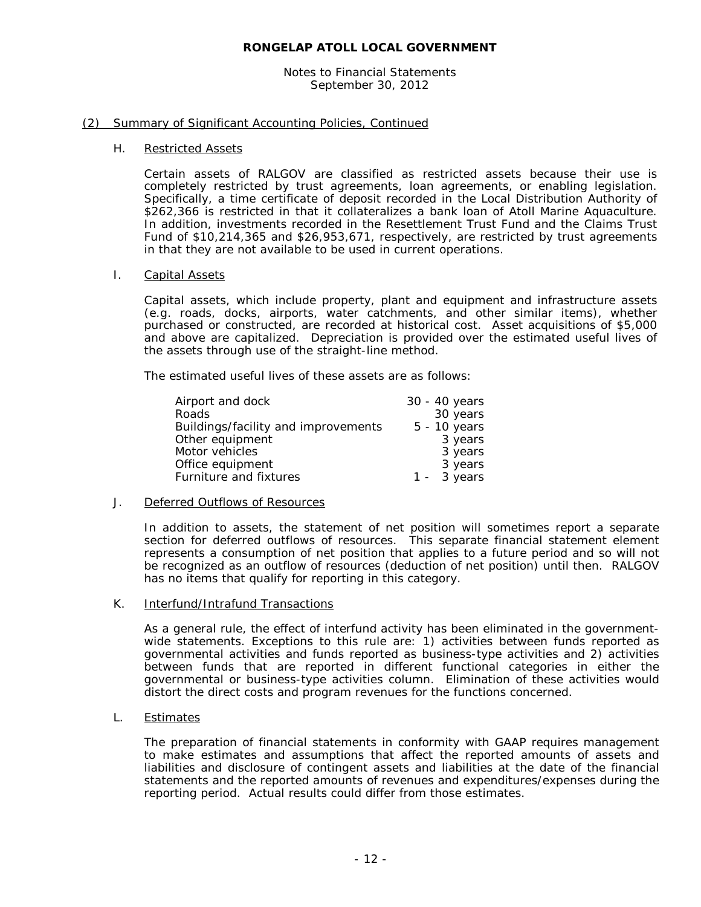**RONGELAP ATOLL LOCAL GOVERNMENT**

Notes to Financial Statements
September 30, 2012

(2) Summary of Significant Accounting Policies, Continued

H. Restricted Assets

Certain assets of RALGOV are classified as restricted assets because their use is completely restricted by trust agreements, loan agreements, or enabling legislation. Specifically, a time certificate of deposit recorded in the Local Distribution Authority of $262,366 is restricted in that it collateralizes a bank loan of Atoll Marine Aquaculture. In addition, investments recorded in the Resettlement Trust Fund and the Claims Trust Fund of $10,214,365 and $26,953,671, respectively, are restricted by trust agreements in that they are not available to be used in current operations.

I. Capital Assets

Capital assets, which include property, plant and equipment and infrastructure assets (e.g. roads, docks, airports, water catchments, and other similar items), whether purchased or constructed, are recorded at historical cost. Asset acquisitions of $5,000 and above are capitalized. Depreciation is provided over the estimated useful lives of the assets through use of the straight-line method.

The estimated useful lives of these assets are as follows:

| | |
|---|---|
| Airport and dock | 30 - 40 years |
| Roads | 30 years |
| Buildings/facility and improvements | 5 - 10 years |
| Other equipment | 3 years |
| Motor vehicles | 3 years |
| Office equipment | 3 years |
| Furniture and fixtures | 1 - 3 years |

J. Deferred Outflows of Resources

In addition to assets, the statement of net position will sometimes report a separate section for deferred outflows of resources. This separate financial statement element represents a consumption of net position that applies to a future period and so will not be recognized as an outflow of resources (deduction of net position) until then. RALGOV has no items that qualify for reporting in this category.

K. Interfund/Intrafund Transactions

As a general rule, the effect of interfund activity has been eliminated in the government-wide statements. Exceptions to this rule are: 1) activities between funds reported as governmental activities and funds reported as business-type activities and 2) activities between funds that are reported in different functional categories in either the governmental or business-type activities column. Elimination of these activities would distort the direct costs and program revenues for the functions concerned.

L. Estimates

The preparation of financial statements in conformity with GAAP requires management to make estimates and assumptions that affect the reported amounts of assets and liabilities and disclosure of contingent assets and liabilities at the date of the financial statements and the reported amounts of revenues and expenditures/expenses during the reporting period. Actual results could differ from those estimates.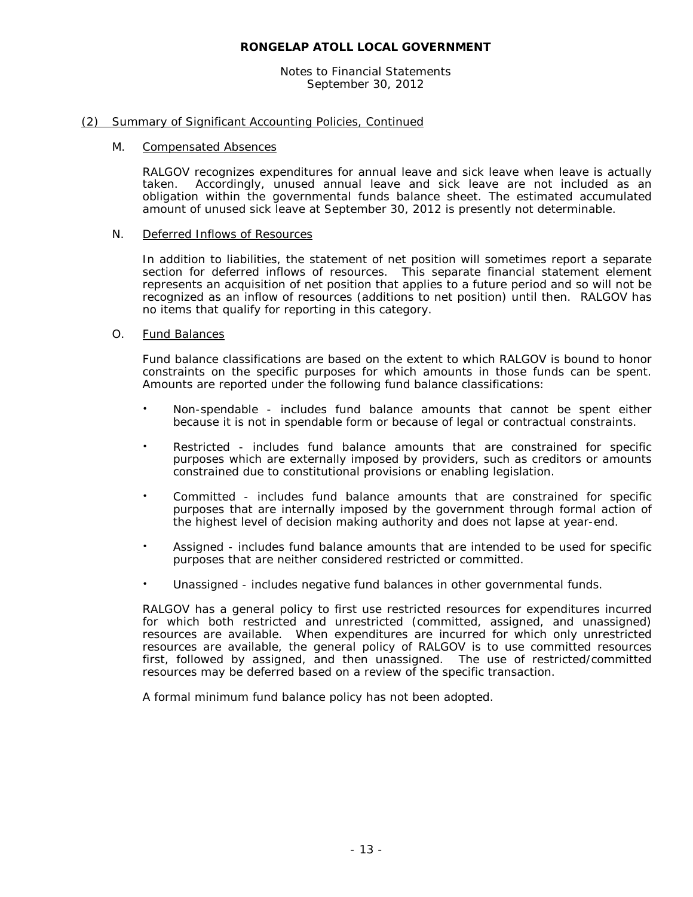## (2) Summary of Significant Accounting Policies, Continued

### M. Compensated Absences

RALGOV recognizes expenditures for annual leave and sick leave when leave is actually taken. Accordingly, unused annual leave and sick leave are not included as an obligation within the governmental funds balance sheet. The estimated accumulated amount of unused sick leave at September 30, 2012 is presently not determinable.

### N. Deferred Inflows of Resources

In addition to liabilities, the statement of net position will sometimes report a separate section for deferred inflows of resources. This separate financial statement element represents an acquisition of net position that applies to a future period and so will not be recognized as an inflow of resources (additions to net position) until then. RALGOV has no items that qualify for reporting in this category.

### O. Fund Balances

Fund balance classifications are based on the extent to which RALGOV is bound to honor constraints on the specific purposes for which amounts in those funds can be spent. Amounts are reported under the following fund balance classifications:

- Non-spendable - includes fund balance amounts that cannot be spent either because it is not in spendable form or because of legal or contractual constraints.
- Restricted - includes fund balance amounts that are constrained for specific purposes which are externally imposed by providers, such as creditors or amounts constrained due to constitutional provisions or enabling legislation.
- Committed - includes fund balance amounts that are constrained for specific purposes that are internally imposed by the government through formal action of the highest level of decision making authority and does not lapse at year-end.
- Assigned - includes fund balance amounts that are intended to be used for specific purposes that are neither considered restricted or committed.
- Unassigned - includes negative fund balances in other governmental funds.

RALGOV has a general policy to first use restricted resources for expenditures incurred for which both restricted and unrestricted (committed, assigned, and unassigned) resources are available. When expenditures are incurred for which only unrestricted resources are available, the general policy of RALGOV is to use committed resources first, followed by assigned, and then unassigned. The use of restricted/committed resources may be deferred based on a review of the specific transaction.

A formal minimum fund balance policy has not been adopted.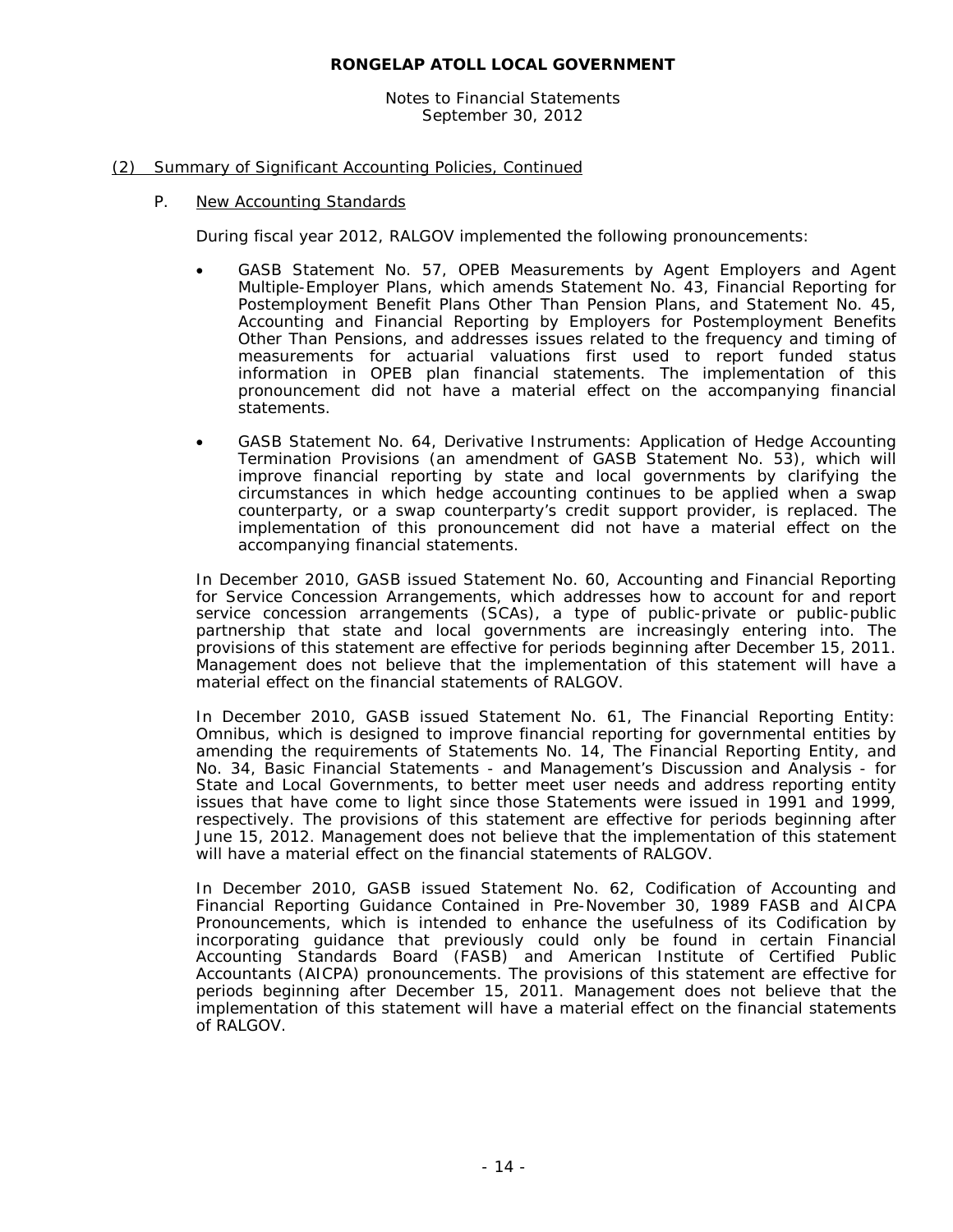## (2) Summary of Significant Accounting Policies, Continued

### P. New Accounting Standards

During fiscal year 2012, RALGOV implemented the following pronouncements:

- GASB Statement No. 57, OPEB Measurements by Agent Employers and Agent Multiple-Employer Plans, which amends Statement No. 43, Financial Reporting for Postemployment Benefit Plans Other Than Pension Plans, and Statement No. 45, Accounting and Financial Reporting by Employers for Postemployment Benefits Other Than Pensions, and addresses issues related to the frequency and timing of measurements for actuarial valuations first used to report funded status information in OPEB plan financial statements. The implementation of this pronouncement did not have a material effect on the accompanying financial statements.

- GASB Statement No. 64, Derivative Instruments: Application of Hedge Accounting Termination Provisions (an amendment of GASB Statement No. 53), which will improve financial reporting by state and local governments by clarifying the circumstances in which hedge accounting continues to be applied when a swap counterparty, or a swap counterparty's credit support provider, is replaced. The implementation of this pronouncement did not have a material effect on the accompanying financial statements.

In December 2010, GASB issued Statement No. 60, Accounting and Financial Reporting for Service Concession Arrangements, which addresses how to account for and report service concession arrangements (SCAs), a type of public-private or public-public partnership that state and local governments are increasingly entering into. The provisions of this statement are effective for periods beginning after December 15, 2011. Management does not believe that the implementation of this statement will have a material effect on the financial statements of RALGOV.

In December 2010, GASB issued Statement No. 61, The Financial Reporting Entity: Omnibus, which is designed to improve financial reporting for governmental entities by amending the requirements of Statements No. 14, The Financial Reporting Entity, and No. 34, Basic Financial Statements - and Management's Discussion and Analysis - for State and Local Governments, to better meet user needs and address reporting entity issues that have come to light since those Statements were issued in 1991 and 1999, respectively. The provisions of this statement are effective for periods beginning after June 15, 2012. Management does not believe that the implementation of this statement will have a material effect on the financial statements of RALGOV.

In December 2010, GASB issued Statement No. 62, Codification of Accounting and Financial Reporting Guidance Contained in Pre-November 30, 1989 FASB and AICPA Pronouncements, which is intended to enhance the usefulness of its Codification by incorporating guidance that previously could only be found in certain Financial Accounting Standards Board (FASB) and American Institute of Certified Public Accountants (AICPA) pronouncements. The provisions of this statement are effective for periods beginning after December 15, 2011. Management does not believe that the implementation of this statement will have a material effect on the financial statements of RALGOV.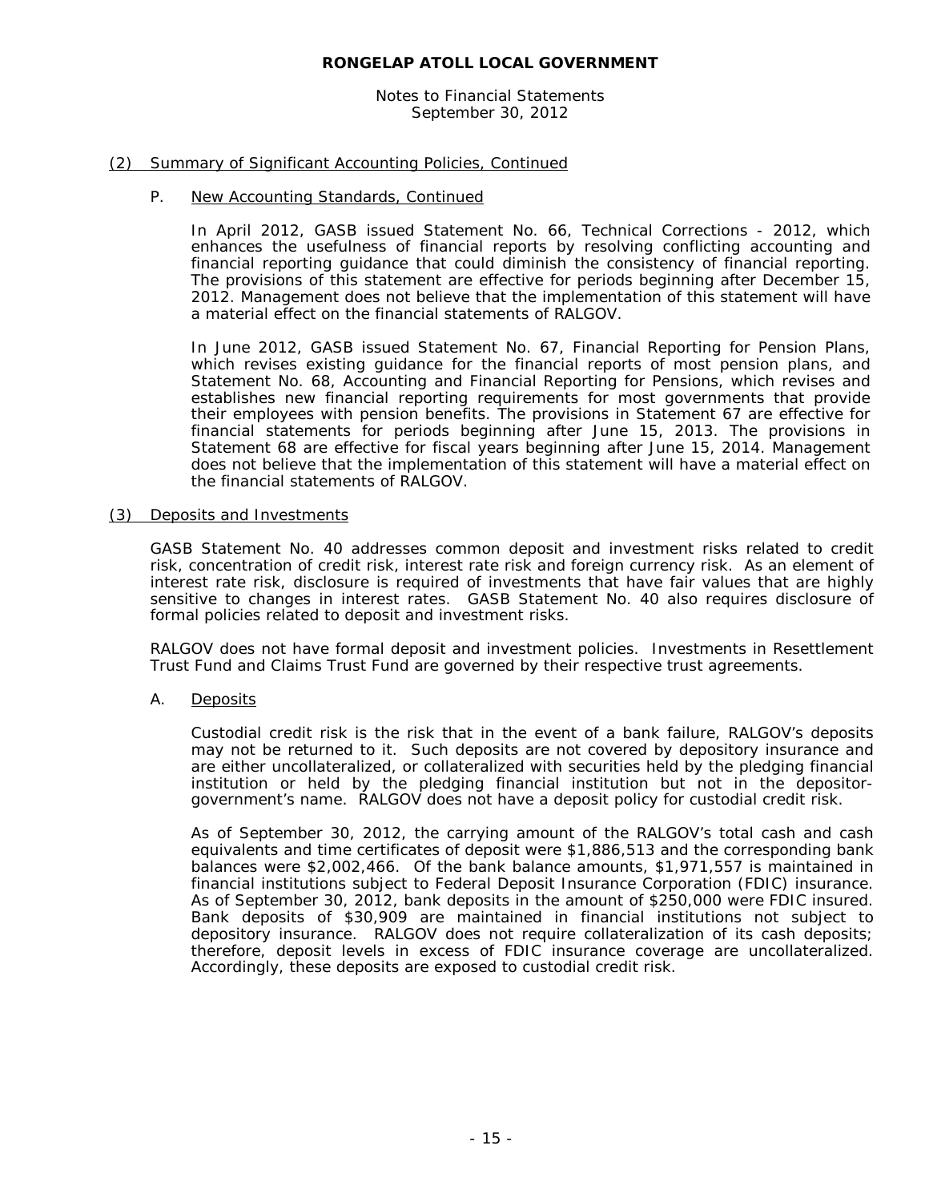# RONGELAP ATOLL LOCAL GOVERNMENT

Notes to Financial Statements
September 30, 2012

## (2) Summary of Significant Accounting Policies, Continued

### P. New Accounting Standards, Continued

In April 2012, GASB issued Statement No. 66, Technical Corrections - 2012, which enhances the usefulness of financial reports by resolving conflicting accounting and financial reporting guidance that could diminish the consistency of financial reporting. The provisions of this statement are effective for periods beginning after December 15, 2012. Management does not believe that the implementation of this statement will have a material effect on the financial statements of RALGOV.

In June 2012, GASB issued Statement No. 67, Financial Reporting for Pension Plans, which revises existing guidance for the financial reports of most pension plans, and Statement No. 68, Accounting and Financial Reporting for Pensions, which revises and establishes new financial reporting requirements for most governments that provide their employees with pension benefits. The provisions in Statement 67 are effective for financial statements for periods beginning after June 15, 2013. The provisions in Statement 68 are effective for fiscal years beginning after June 15, 2014. Management does not believe that the implementation of this statement will have a material effect on the financial statements of RALGOV.

## (3) Deposits and Investments

GASB Statement No. 40 addresses common deposit and investment risks related to credit risk, concentration of credit risk, interest rate risk and foreign currency risk. As an element of interest rate risk, disclosure is required of investments that have fair values that are highly sensitive to changes in interest rates. GASB Statement No. 40 also requires disclosure of formal policies related to deposit and investment risks.

RALGOV does not have formal deposit and investment policies. Investments in Resettlement Trust Fund and Claims Trust Fund are governed by their respective trust agreements.

### A. Deposits

Custodial credit risk is the risk that in the event of a bank failure, RALGOV's deposits may not be returned to it. Such deposits are not covered by depository insurance and are either uncollateralized, or collateralized with securities held by the pledging financial institution or held by the pledging financial institution but not in the depositor-government's name. RALGOV does not have a deposit policy for custodial credit risk.

As of September 30, 2012, the carrying amount of the RALGOV's total cash and cash equivalents and time certificates of deposit were $1,886,513 and the corresponding bank balances were $2,002,466. Of the bank balance amounts, $1,971,557 is maintained in financial institutions subject to Federal Deposit Insurance Corporation (FDIC) insurance. As of September 30, 2012, bank deposits in the amount of $250,000 were FDIC insured. Bank deposits of $30,909 are maintained in financial institutions not subject to depository insurance. RALGOV does not require collateralization of its cash deposits; therefore, deposit levels in excess of FDIC insurance coverage are uncollateralized. Accordingly, these deposits are exposed to custodial credit risk.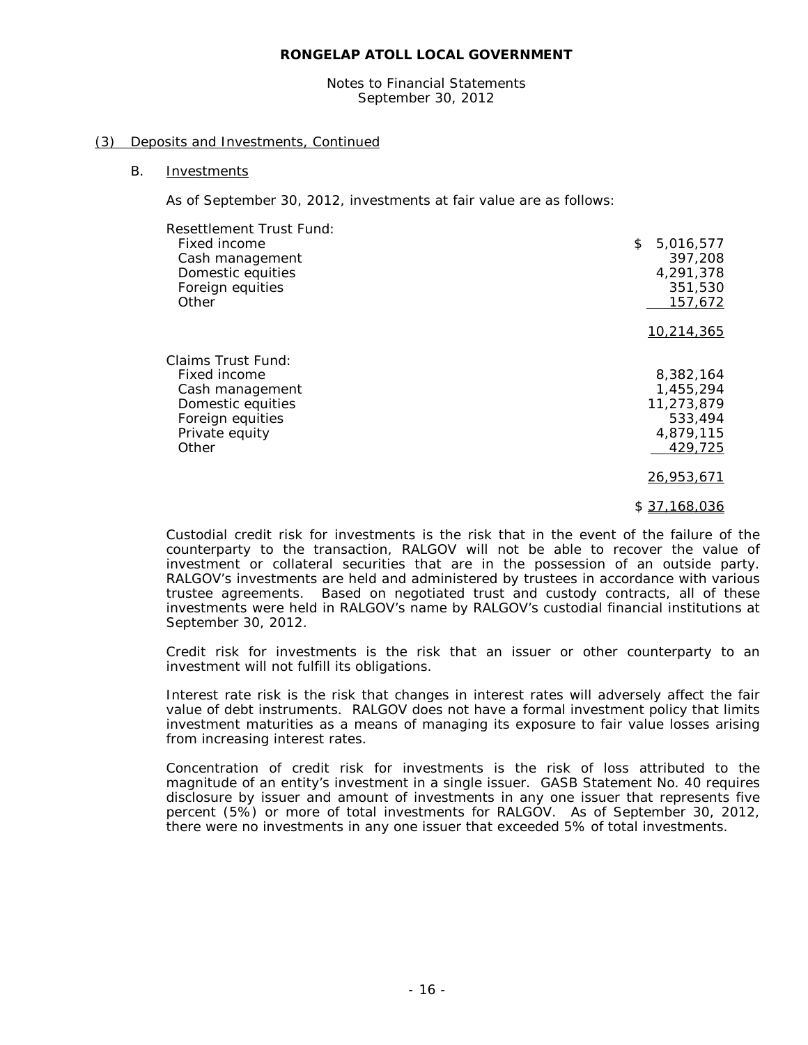## (3) Deposits and Investments, Continued

### B. Investments

As of September 30, 2012, investments at fair value are as follows:

| | |
|---|---|
| Resettlement Trust Fund: | |
| Fixed income | $ 5,016,577 |
| Cash management | 397,208 |
| Domestic equities | 4,291,378 |
| Foreign equities | 351,530 |
| Other | 157,672 |
| | 10,214,365 |
| Claims Trust Fund: | |
| Fixed income | 8,382,164 |
| Cash management | 1,455,294 |
| Domestic equities | 11,273,879 |
| Foreign equities | 533,494 |
| Private equity | 4,879,115 |
| Other | 429,725 |
| | 26,953,671 |
| | $ 37,168,036 |

Custodial credit risk for investments is the risk that in the event of the failure of the counterparty to the transaction, RALGOV will not be able to recover the value of investment or collateral securities that are in the possession of an outside party. RALGOV's investments are held and administered by trustees in accordance with various trustee agreements. Based on negotiated trust and custody contracts, all of these investments were held in RALGOV's name by RALGOV's custodial financial institutions at September 30, 2012.

Credit risk for investments is the risk that an issuer or other counterparty to an investment will not fulfill its obligations.

Interest rate risk is the risk that changes in interest rates will adversely affect the fair value of debt instruments. RALGOV does not have a formal investment policy that limits investment maturities as a means of managing its exposure to fair value losses arising from increasing interest rates.

Concentration of credit risk for investments is the risk of loss attributed to the magnitude of an entity's investment in a single issuer. GASB Statement No. 40 requires disclosure by issuer and amount of investments in any one issuer that represents five percent (5%) or more of total investments for RALGOV. As of September 30, 2012, there were no investments in any one issuer that exceeded 5% of total investments.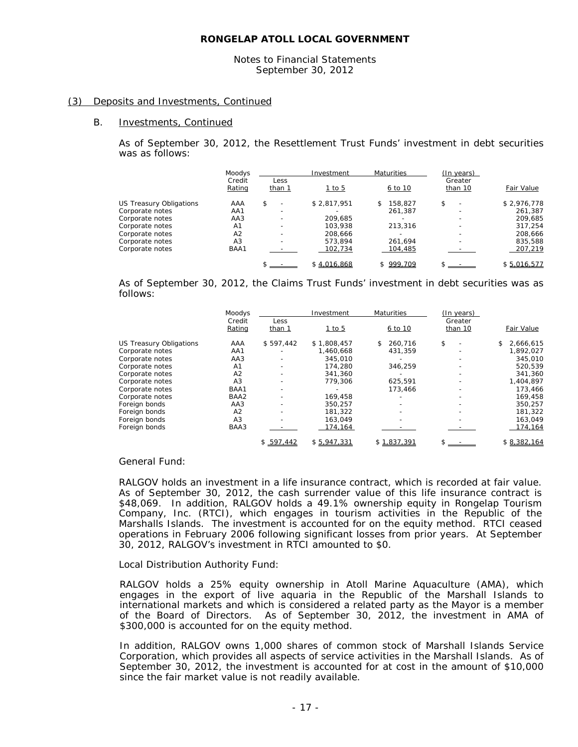## (3) Deposits and Investments, Continued

### B. Investments, Continued

As of September 30, 2012, the Resettlement Trust Funds' investment in debt securities was as follows:

| | Moodys Credit Rating | Investment Maturities (In years) Less than 1 | 1 to 5 | 6 to 10 | Greater than 10 | Fair Value |
|---|---|---|---|---|---|---|
| US Treasury Obligations | AAA | $ - | $ 2,817,951 | $ 158,827 | $ - | $ 2,976,778 |
| Corporate notes | AA1 | - | - | 261,387 | - | 261,387 |
| Corporate notes | AA3 | - | 209,685 | - | - | 209,685 |
| Corporate notes | A1 | - | 103,938 | 213,316 | - | 317,254 |
| Corporate notes | A2 | - | 208,666 | - | - | 208,666 |
| Corporate notes | A3 | - | 573,894 | 261,694 | - | 835,588 |
| Corporate notes | BAA1 | - | 102,734 | 104,485 | - | 207,219 |
| | | $ - | $ 4,016,868 | $ 999,709 | $ - | $ 5,016,577 |

As of September 30, 2012, the Claims Trust Funds' investment in debt securities was as follows:

| | Moodys Credit Rating | Investment Maturities (In years) Less than 1 | 1 to 5 | 6 to 10 | Greater than 10 | Fair Value |
|---|---|---|---|---|---|---|
| US Treasury Obligations | AAA | $ 597,442 | $ 1,808,457 | $ 260,716 | $ - | $ 2,666,615 |
| Corporate notes | AA1 | - | 1,460,668 | 431,359 | - | 1,892,027 |
| Corporate notes | AA3 | - | 345,010 | - | - | 345,010 |
| Corporate notes | A1 | - | 174,280 | 346,259 | - | 520,539 |
| Corporate notes | A2 | - | 341,360 | - | - | 341,360 |
| Corporate notes | A3 | - | 779,306 | 625,591 | - | 1,404,897 |
| Corporate notes | BAA1 | - | - | 173,466 | - | 173,466 |
| Corporate notes | BAA2 | - | 169,458 | - | - | 169,458 |
| Foreign bonds | AA3 | - | 350,257 | - | - | 350,257 |
| Foreign bonds | A2 | - | 181,322 | - | - | 181,322 |
| Foreign bonds | A3 | - | 163,049 | - | - | 163,049 |
| Foreign bonds | BAA3 | - | 174,164 | - | - | 174,164 |
| | | $ 597,442 | $ 5,947,331 | $ 1,837,391 | $ - | $ 8,382,164 |

General Fund:

RALGOV holds an investment in a life insurance contract, which is recorded at fair value. As of September 30, 2012, the cash surrender value of this life insurance contract is $48,069. In addition, RALGOV holds a 49.1% ownership equity in Rongelap Tourism Company, Inc. (RTCI), which engages in tourism activities in the Republic of the Marshalls Islands. The investment is accounted for on the equity method. RTCI ceased operations in February 2006 following significant losses from prior years. At September 30, 2012, RALGOV's investment in RTCI amounted to $0.

Local Distribution Authority Fund:

RALGOV holds a 25% equity ownership in Atoll Marine Aquaculture (AMA), which engages in the export of live aquaria in the Republic of the Marshall Islands to international markets and which is considered a related party as the Mayor is a member of the Board of Directors. As of September 30, 2012, the investment in AMA of $300,000 is accounted for on the equity method.

In addition, RALGOV owns 1,000 shares of common stock of Marshall Islands Service Corporation, which provides all aspects of service activities in the Marshall Islands. As of September 30, 2012, the investment is accounted for at cost in the amount of $10,000 since the fair market value is not readily available.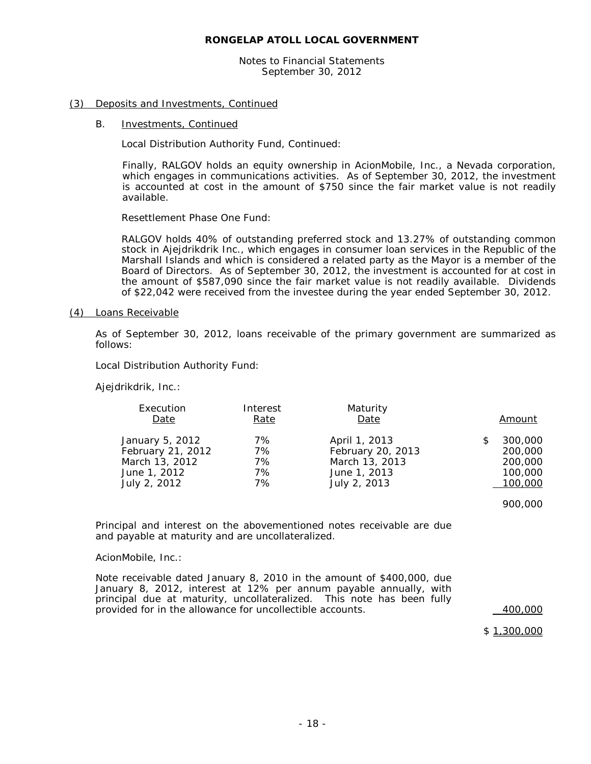**RONGELAP ATOLL LOCAL GOVERNMENT**

Notes to Financial Statements
September 30, 2012

(3) Deposits and Investments, Continued

B. Investments, Continued

Local Distribution Authority Fund, Continued:

Finally, RALGOV holds an equity ownership in AcionMobile, Inc., a Nevada corporation, which engages in communications activities. As of September 30, 2012, the investment is accounted at cost in the amount of $750 since the fair market value is not readily available.

Resettlement Phase One Fund:

RALGOV holds 40% of outstanding preferred stock and 13.27% of outstanding common stock in Ajejdrikdrik Inc., which engages in consumer loan services in the Republic of the Marshall Islands and which is considered a related party as the Mayor is a member of the Board of Directors. As of September 30, 2012, the investment is accounted for at cost in the amount of $587,090 since the fair market value is not readily available. Dividends of $22,042 were received from the investee during the year ended September 30, 2012.

(4) Loans Receivable

As of September 30, 2012, loans receivable of the primary government are summarized as follows:

Local Distribution Authority Fund:

Ajejdrikdrik, Inc.:

| Execution Date | Interest Rate | Maturity Date | Amount |
|---|---|---|---|
| January 5, 2012 | 7% | April 1, 2013 | $ 300,000 |
| February 21, 2012 | 7% | February 20, 2013 | 200,000 |
| March 13, 2012 | 7% | March 13, 2013 | 200,000 |
| June 1, 2012 | 7% | June 1, 2013 | 100,000 |
| July 2, 2012 | 7% | July 2, 2013 | 100,000 |
| | | | 900,000 |

Principal and interest on the abovementioned notes receivable are due and payable at maturity and are uncollateralized.

AcionMobile, Inc.:

| | |
|---|---|
| Note receivable dated January 8, 2010 in the amount of $400,000, due January 8, 2012, interest at 12% per annum payable annually, with principal due at maturity, uncollateralized. This note has been fully provided for in the allowance for uncollectible accounts. | 400,000 |
| | $ 1,300,000 |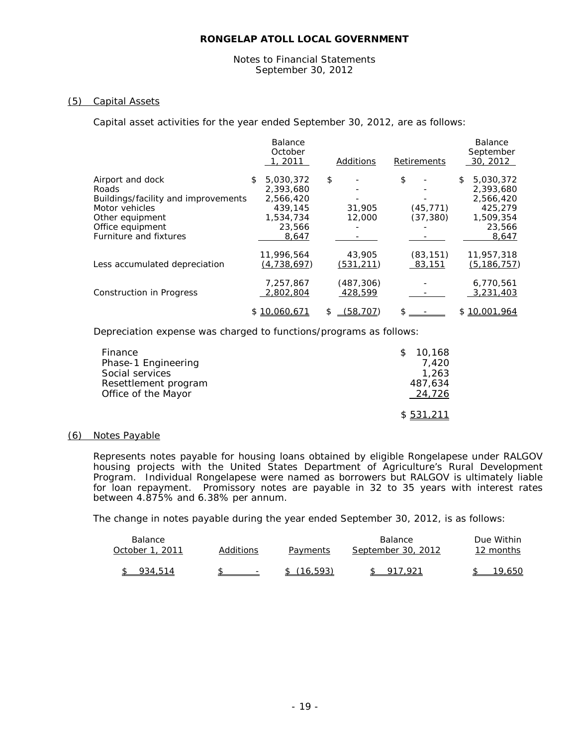**RONGELAP ATOLL LOCAL GOVERNMENT**

Notes to Financial Statements
September 30, 2012

## (5) Capital Assets

Capital asset activities for the year ended September 30, 2012, are as follows:

| | Balance October 1, 2011 | Additions | Retirements | Balance September 30, 2012 |
|---|---|---|---|---|
| Airport and dock | $ 5,030,372 | $ - | $ - | $ 5,030,372 |
| Roads | 2,393,680 | - | - | 2,393,680 |
| Buildings/facility and improvements | 2,566,420 | - | - | 2,566,420 |
| Motor vehicles | 439,145 | 31,905 | (45,771) | 425,279 |
| Other equipment | 1,534,734 | 12,000 | (37,380) | 1,509,354 |
| Office equipment | 23,566 | - | - | 23,566 |
| Furniture and fixtures | 8,647 | - | - | 8,647 |
| | 11,996,564 | 43,905 | (83,151) | 11,957,318 |
| Less accumulated depreciation | (4,738,697) | (531,211) | 83,151 | (5,186,757) |
| | 7,257,867 | (487,306) | - | 6,770,561 |
| Construction in Progress | 2,802,804 | 428,599 | - | 3,231,403 |
| | $ 10,060,671 | $ (58,707) | $ - | $ 10,001,964 |

Depreciation expense was charged to functions/programs as follows:

| | |
|---|---|
| Finance | $ 10,168 |
| Phase-1 Engineering | 7,420 |
| Social services | 1,263 |
| Resettlement program | 487,634 |
| Office of the Mayor | 24,726 |
| | $ 531,211 |

## (6) Notes Payable

Represents notes payable for housing loans obtained by eligible Rongelapese under RALGOV housing projects with the United States Department of Agriculture's Rural Development Program. Individual Rongelapese were named as borrowers but RALGOV is ultimately liable for loan repayment. Promissory notes are payable in 32 to 35 years with interest rates between 4.875% and 6.38% per annum.

The change in notes payable during the year ended September 30, 2012, is as follows:

| Balance October 1, 2011 | Additions | Payments | Balance September 30, 2012 | Due Within 12 months |
|---|---|---|---|---|
| $ 934,514 | $ - | $ (16,593) | $ 917,921 | $ 19,650 |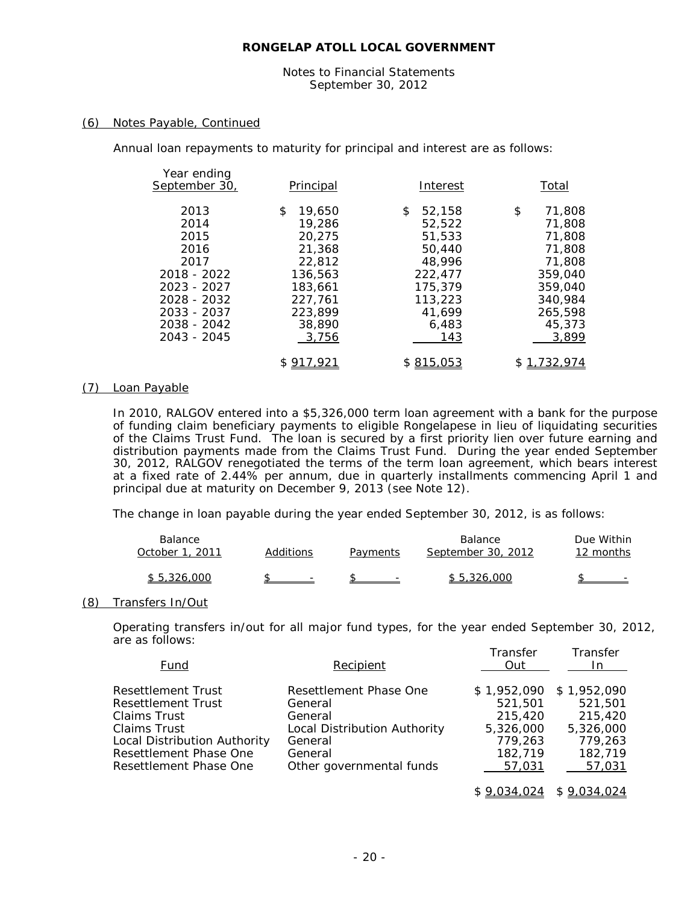**RONGELAP ATOLL LOCAL GOVERNMENT**

Notes to Financial Statements
September 30, 2012

## (6) Notes Payable, Continued

Annual loan repayments to maturity for principal and interest are as follows:

| Year ending September 30, | Principal | Interest | Total |
|---|---|---|---|
| 2013 | $ 19,650 | $ 52,158 | $ 71,808 |
| 2014 | 19,286 | 52,522 | 71,808 |
| 2015 | 20,275 | 51,533 | 71,808 |
| 2016 | 21,368 | 50,440 | 71,808 |
| 2017 | 22,812 | 48,996 | 71,808 |
| 2018 - 2022 | 136,563 | 222,477 | 359,040 |
| 2023 - 2027 | 183,661 | 175,379 | 359,040 |
| 2028 - 2032 | 227,761 | 113,223 | 340,984 |
| 2033 - 2037 | 223,899 | 41,699 | 265,598 |
| 2038 - 2042 | 38,890 | 6,483 | 45,373 |
| 2043 - 2045 | 3,756 | 143 | 3,899 |
| | $ 917,921 | $ 815,053 | $ 1,732,974 |

## (7) Loan Payable

In 2010, RALGOV entered into a $5,326,000 term loan agreement with a bank for the purpose of funding claim beneficiary payments to eligible Rongelapese in lieu of liquidating securities of the Claims Trust Fund. The loan is secured by a first priority lien over future earning and distribution payments made from the Claims Trust Fund. During the year ended September 30, 2012, RALGOV renegotiated the terms of the term loan agreement, which bears interest at a fixed rate of 2.44% per annum, due in quarterly installments commencing April 1 and principal due at maturity on December 9, 2013 (see Note 12).

The change in loan payable during the year ended September 30, 2012, is as follows:

| Balance October 1, 2011 | Additions | Payments | Balance September 30, 2012 | Due Within 12 months |
|---|---|---|---|---|
| $ 5,326,000 | $ - | $ - | $ 5,326,000 | $ - |

## (8) Transfers In/Out

Operating transfers in/out for all major fund types, for the year ended September 30, 2012, are as follows:

| Fund | Recipient | Transfer Out | Transfer In |
|---|---|---|---|
| Resettlement Trust | Resettlement Phase One | $ 1,952,090 | $ 1,952,090 |
| Resettlement Trust | General | 521,501 | 521,501 |
| Claims Trust | General | 215,420 | 215,420 |
| Claims Trust | Local Distribution Authority | 5,326,000 | 5,326,000 |
| Local Distribution Authority | General | 779,263 | 779,263 |
| Resettlement Phase One | General | 182,719 | 182,719 |
| Resettlement Phase One | Other governmental funds | 57,031 | 57,031 |
| | | $ 9,034,024 | $ 9,034,024 |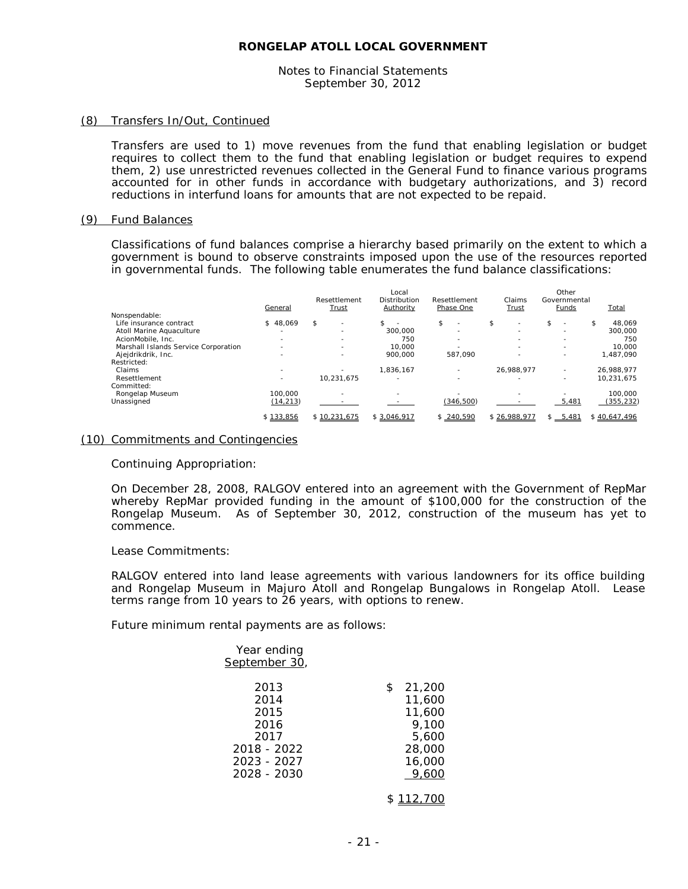**RONGELAP ATOLL LOCAL GOVERNMENT**

Notes to Financial Statements
September 30, 2012

## (8) Transfers In/Out, Continued

Transfers are used to 1) move revenues from the fund that enabling legislation or budget requires to collect them to the fund that enabling legislation or budget requires to expend them, 2) use unrestricted revenues collected in the General Fund to finance various programs accounted for in other funds in accordance with budgetary authorizations, and 3) record reductions in interfund loans for amounts that are not expected to be repaid.

## (9) Fund Balances

Classifications of fund balances comprise a hierarchy based primarily on the extent to which a government is bound to observe constraints imposed upon the use of the resources reported in governmental funds. The following table enumerates the fund balance classifications:

| | General | Resettlement Trust | Local Distribution Authority | Resettlement Phase One | Claims Trust | Other Governmental Funds | Total |
|---|---|---|---|---|---|---|---|
| Nonspendable: | | | | | | | |
| Life insurance contract | $ 48,069 | $ - | $ - | $ - | $ - | $ - | $ 48,069 |
| Atoll Marine Aquaculture | - | - | 300,000 | - | - | - | 300,000 |
| AcionMobile, Inc. | - | - | 750 | - | - | - | 750 |
| Marshall Islands Service Corporation | - | - | 10,000 | - | - | - | 10,000 |
| Ajejdrikdrik, Inc. | - | - | 900,000 | 587,090 | - | - | 1,487,090 |
| Restricted: | | | | | | | |
| Claims | - | - | 1,836,167 | - | 26,988,977 | - | 26,988,977 |
| Resettlement | - | 10,231,675 | - | - | - | - | 10,231,675 |
| Committed: | | | | | | | |
| Rongelap Museum | 100,000 | - | - | - | - | - | 100,000 |
| Unassigned | (14,213) | - | - | (346,500) | - | 5,481 | (355,232) |
| | $ 133,856 | $ 10,231,675 | $ 3,046,917 | $ 240,590 | $ 26,988,977 | $ 5,481 | $ 40,647,496 |

## (10) Commitments and Contingencies

Continuing Appropriation:

On December 28, 2008, RALGOV entered into an agreement with the Government of RepMar whereby RepMar provided funding in the amount of $100,000 for the construction of the Rongelap Museum. As of September 30, 2012, construction of the museum has yet to commence.

Lease Commitments:

RALGOV entered into land lease agreements with various landowners for its office building and Rongelap Museum in Majuro Atoll and Rongelap Bungalows in Rongelap Atoll. Lease terms range from 10 years to 26 years, with options to renew.

Future minimum rental payments are as follows:

| Year ending September 30, | |
|---|---|
| 2013 | $ 21,200 |
| 2014 | 11,600 |
| 2015 | 11,600 |
| 2016 | 9,100 |
| 2017 | 5,600 |
| 2018 - 2022 | 28,000 |
| 2023 - 2027 | 16,000 |
| 2028 - 2030 | 9,600 |
| | $ 112,700 |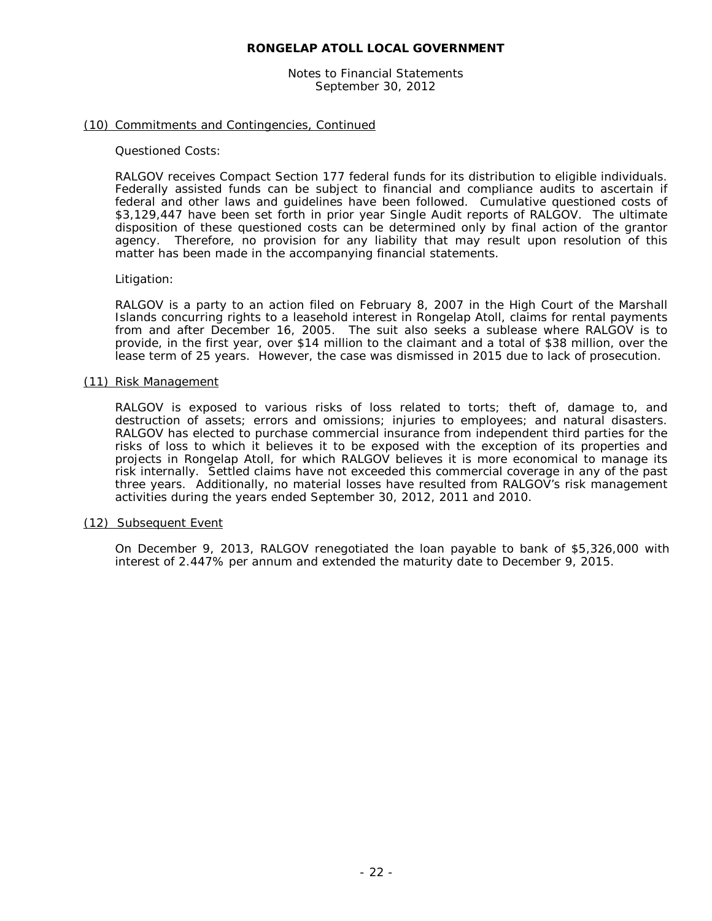## (10) Commitments and Contingencies, Continued

Questioned Costs:

RALGOV receives Compact Section 177 federal funds for its distribution to eligible individuals. Federally assisted funds can be subject to financial and compliance audits to ascertain if federal and other laws and guidelines have been followed. Cumulative questioned costs of $3,129,447 have been set forth in prior year Single Audit reports of RALGOV. The ultimate disposition of these questioned costs can be determined only by final action of the grantor agency. Therefore, no provision for any liability that may result upon resolution of this matter has been made in the accompanying financial statements.

Litigation:

RALGOV is a party to an action filed on February 8, 2007 in the High Court of the Marshall Islands concurring rights to a leasehold interest in Rongelap Atoll, claims for rental payments from and after December 16, 2005. The suit also seeks a sublease where RALGOV is to provide, in the first year, over $14 million to the claimant and a total of $38 million, over the lease term of 25 years. However, the case was dismissed in 2015 due to lack of prosecution.

## (11) Risk Management

RALGOV is exposed to various risks of loss related to torts; theft of, damage to, and destruction of assets; errors and omissions; injuries to employees; and natural disasters. RALGOV has elected to purchase commercial insurance from independent third parties for the risks of loss to which it believes it to be exposed with the exception of its properties and projects in Rongelap Atoll, for which RALGOV believes it is more economical to manage its risk internally. Settled claims have not exceeded this commercial coverage in any of the past three years. Additionally, no material losses have resulted from RALGOV's risk management activities during the years ended September 30, 2012, 2011 and 2010.

## (12) Subsequent Event

On December 9, 2013, RALGOV renegotiated the loan payable to bank of $5,326,000 with interest of 2.447% per annum and extended the maturity date to December 9, 2015.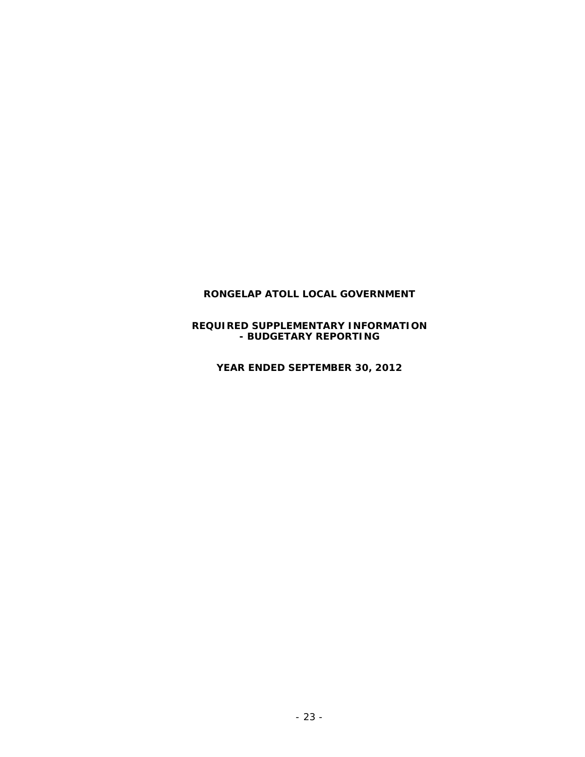**RONGELAP ATOLL LOCAL GOVERNMENT**

**REQUIRED SUPPLEMENTARY INFORMATION - BUDGETARY REPORTING**

**YEAR ENDED SEPTEMBER 30, 2012**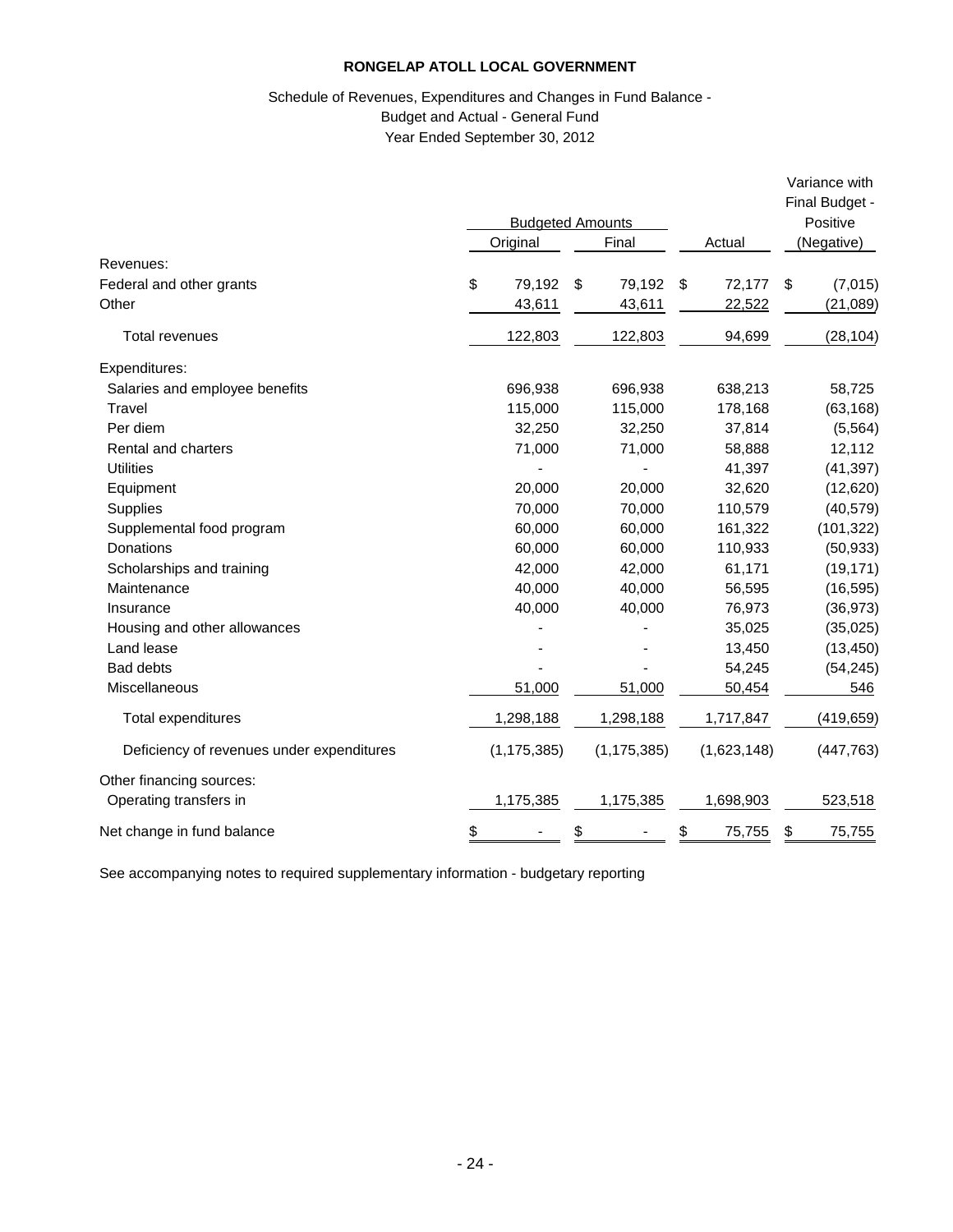**RONGELAP ATOLL LOCAL GOVERNMENT**

Schedule of Revenues, Expenditures and Changes in Fund Balance -
Budget and Actual - General Fund
Year Ended September 30, 2012

| | Budgeted Amounts | | | Variance with Final Budget - Positive |
|---|---|---|---|---|
| | Original | Final | Actual | (Negative) |
| Revenues: | | | | |
| Federal and other grants | $ 79,192 | $ 79,192 | $ 72,177 | $ (7,015) |
| Other | 43,611 | 43,611 | 22,522 | (21,089) |
| Total revenues | 122,803 | 122,803 | 94,699 | (28,104) |
| Expenditures: | | | | |
| Salaries and employee benefits | 696,938 | 696,938 | 638,213 | 58,725 |
| Travel | 115,000 | 115,000 | 178,168 | (63,168) |
| Per diem | 32,250 | 32,250 | 37,814 | (5,564) |
| Rental and charters | 71,000 | 71,000 | 58,888 | 12,112 |
| Utilities | - | - | 41,397 | (41,397) |
| Equipment | 20,000 | 20,000 | 32,620 | (12,620) |
| Supplies | 70,000 | 70,000 | 110,579 | (40,579) |
| Supplemental food program | 60,000 | 60,000 | 161,322 | (101,322) |
| Donations | 60,000 | 60,000 | 110,933 | (50,933) |
| Scholarships and training | 42,000 | 42,000 | 61,171 | (19,171) |
| Maintenance | 40,000 | 40,000 | 56,595 | (16,595) |
| Insurance | 40,000 | 40,000 | 76,973 | (36,973) |
| Housing and other allowances | - | - | 35,025 | (35,025) |
| Land lease | - | - | 13,450 | (13,450) |
| Bad debts | - | - | 54,245 | (54,245) |
| Miscellaneous | 51,000 | 51,000 | 50,454 | 546 |
| Total expenditures | 1,298,188 | 1,298,188 | 1,717,847 | (419,659) |
| Deficiency of revenues under expenditures | (1,175,385) | (1,175,385) | (1,623,148) | (447,763) |
| Other financing sources: | | | | |
| Operating transfers in | 1,175,385 | 1,175,385 | 1,698,903 | 523,518 |
| Net change in fund balance | $ - | $ - | $ 75,755 | $ 75,755 |

See accompanying notes to required supplementary information - budgetary reporting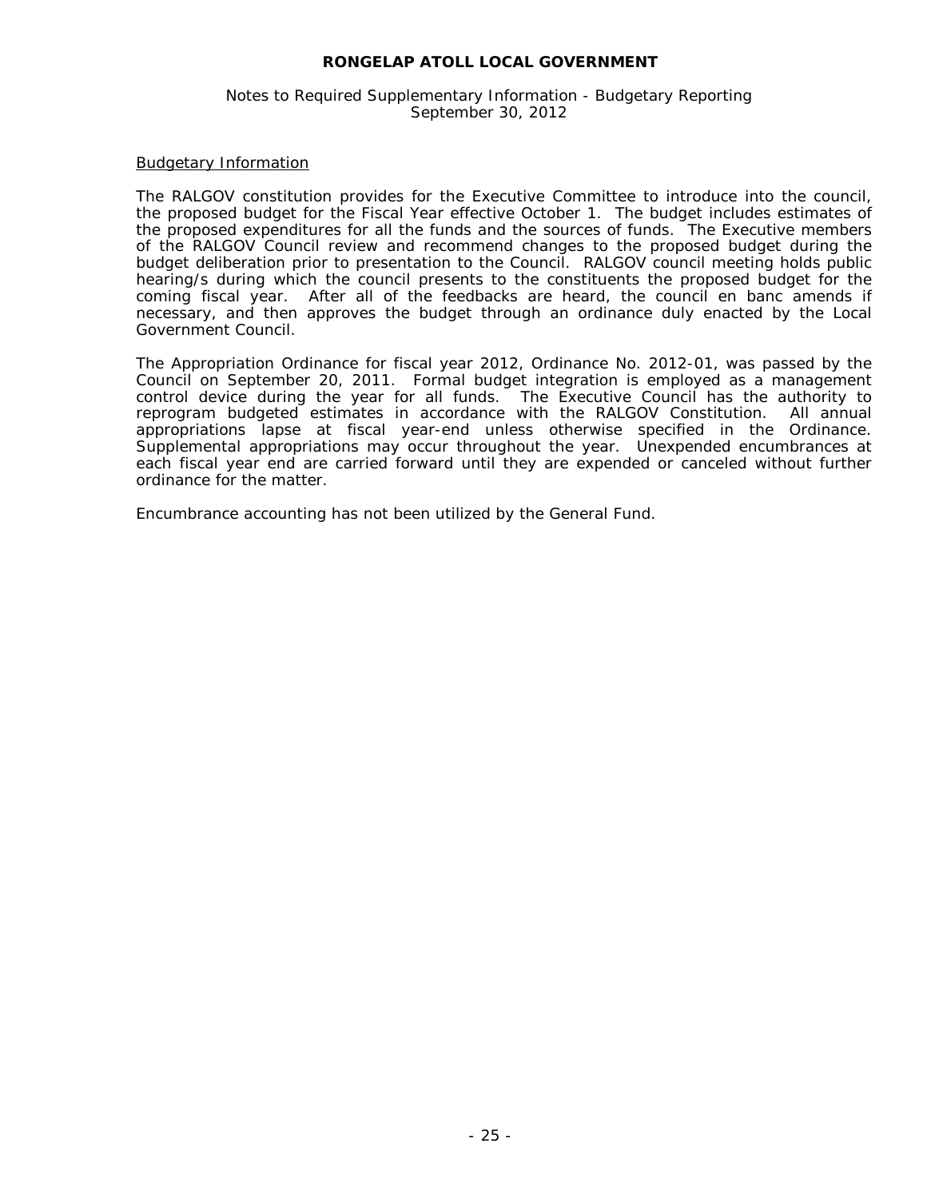# RONGELAP ATOLL LOCAL GOVERNMENT

Notes to Required Supplementary Information - Budgetary Reporting
September 30, 2012

## Budgetary Information

The RALGOV constitution provides for the Executive Committee to introduce into the council, the proposed budget for the Fiscal Year effective October 1. The budget includes estimates of the proposed expenditures for all the funds and the sources of funds. The Executive members of the RALGOV Council review and recommend changes to the proposed budget during the budget deliberation prior to presentation to the Council. RALGOV council meeting holds public hearing/s during which the council presents to the constituents the proposed budget for the coming fiscal year. After all of the feedbacks are heard, the council en banc amends if necessary, and then approves the budget through an ordinance duly enacted by the Local Government Council.

The Appropriation Ordinance for fiscal year 2012, Ordinance No. 2012-01, was passed by the Council on September 20, 2011. Formal budget integration is employed as a management control device during the year for all funds. The Executive Council has the authority to reprogram budgeted estimates in accordance with the RALGOV Constitution. All annual appropriations lapse at fiscal year-end unless otherwise specified in the Ordinance. Supplemental appropriations may occur throughout the year. Unexpended encumbrances at each fiscal year end are carried forward until they are expended or canceled without further ordinance for the matter.

Encumbrance accounting has not been utilized by the General Fund.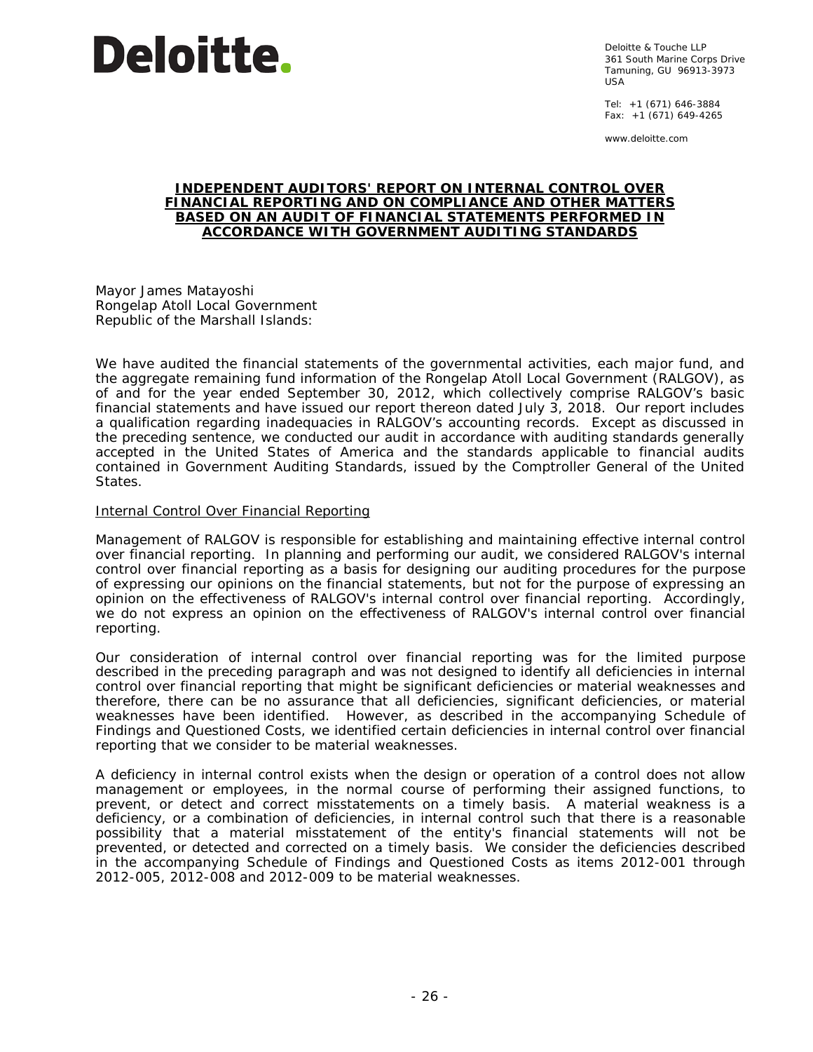Deloitte.

Deloitte & Touche LLP
361 South Marine Corps Drive
Tamuning, GU 96913-3973
USA

Tel: +1 (671) 646-3884
Fax: +1 (671) 649-4265

www.deloitte.com

# INDEPENDENT AUDITORS' REPORT ON INTERNAL CONTROL OVER FINANCIAL REPORTING AND ON COMPLIANCE AND OTHER MATTERS BASED ON AN AUDIT OF FINANCIAL STATEMENTS PERFORMED IN ACCORDANCE WITH GOVERNMENT AUDITING STANDARDS

Mayor James Matayoshi
Rongelap Atoll Local Government
Republic of the Marshall Islands:

We have audited the financial statements of the governmental activities, each major fund, and the aggregate remaining fund information of the Rongelap Atoll Local Government (RALGOV), as of and for the year ended September 30, 2012, which collectively comprise RALGOV's basic financial statements and have issued our report thereon dated July 3, 2018. Our report includes a qualification regarding inadequacies in RALGOV's accounting records. Except as discussed in the preceding sentence, we conducted our audit in accordance with auditing standards generally accepted in the United States of America and the standards applicable to financial audits contained in Government Auditing Standards, issued by the Comptroller General of the United States.

## Internal Control Over Financial Reporting

Management of RALGOV is responsible for establishing and maintaining effective internal control over financial reporting. In planning and performing our audit, we considered RALGOV's internal control over financial reporting as a basis for designing our auditing procedures for the purpose of expressing our opinions on the financial statements, but not for the purpose of expressing an opinion on the effectiveness of RALGOV's internal control over financial reporting. Accordingly, we do not express an opinion on the effectiveness of RALGOV's internal control over financial reporting.

Our consideration of internal control over financial reporting was for the limited purpose described in the preceding paragraph and was not designed to identify all deficiencies in internal control over financial reporting that might be significant deficiencies or material weaknesses and therefore, there can be no assurance that all deficiencies, significant deficiencies, or material weaknesses have been identified. However, as described in the accompanying Schedule of Findings and Questioned Costs, we identified certain deficiencies in internal control over financial reporting that we consider to be material weaknesses.

A deficiency in internal control exists when the design or operation of a control does not allow management or employees, in the normal course of performing their assigned functions, to prevent, or detect and correct misstatements on a timely basis. A material weakness is a deficiency, or a combination of deficiencies, in internal control such that there is a reasonable possibility that a material misstatement of the entity's financial statements will not be prevented, or detected and corrected on a timely basis. We consider the deficiencies described in the accompanying Schedule of Findings and Questioned Costs as items 2012-001 through 2012-005, 2012-008 and 2012-009 to be material weaknesses.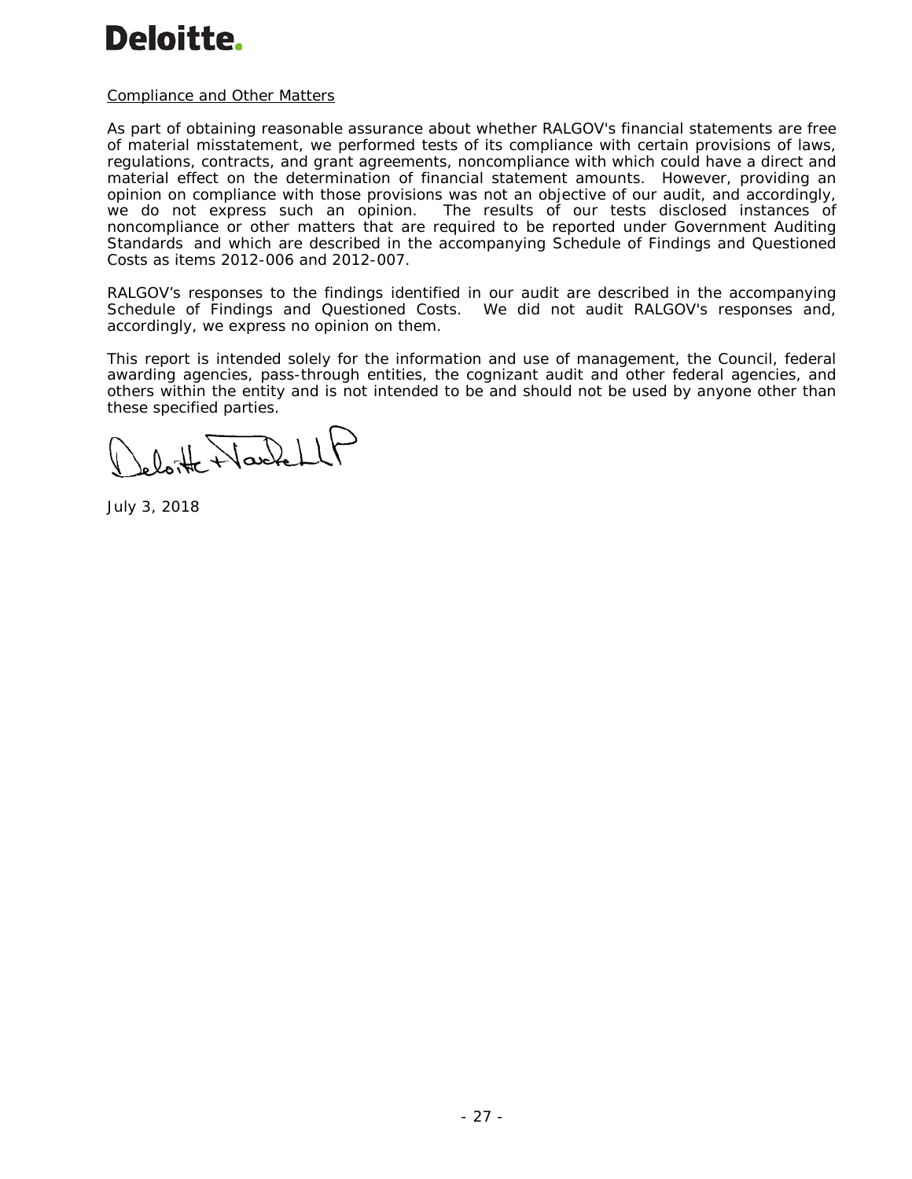Compliance and Other Matters

As part of obtaining reasonable assurance about whether RALGOV's financial statements are free of material misstatement, we performed tests of its compliance with certain provisions of laws, regulations, contracts, and grant agreements, noncompliance with which could have a direct and material effect on the determination of financial statement amounts. However, providing an opinion on compliance with those provisions was not an objective of our audit, and accordingly, we do not express such an opinion. The results of our tests disclosed instances of noncompliance or other matters that are required to be reported under Government Auditing Standards and which are described in the accompanying Schedule of Findings and Questioned Costs as items 2012-006 and 2012-007.

RALGOV's responses to the findings identified in our audit are described in the accompanying Schedule of Findings and Questioned Costs. We did not audit RALGOV's responses and, accordingly, we express no opinion on them.

This report is intended solely for the information and use of management, the Council, federal awarding agencies, pass-through entities, the cognizant audit and other federal agencies, and others within the entity and is not intended to be and should not be used by anyone other than these specified parties.

Deloitte & Touche LLP

July 3, 2018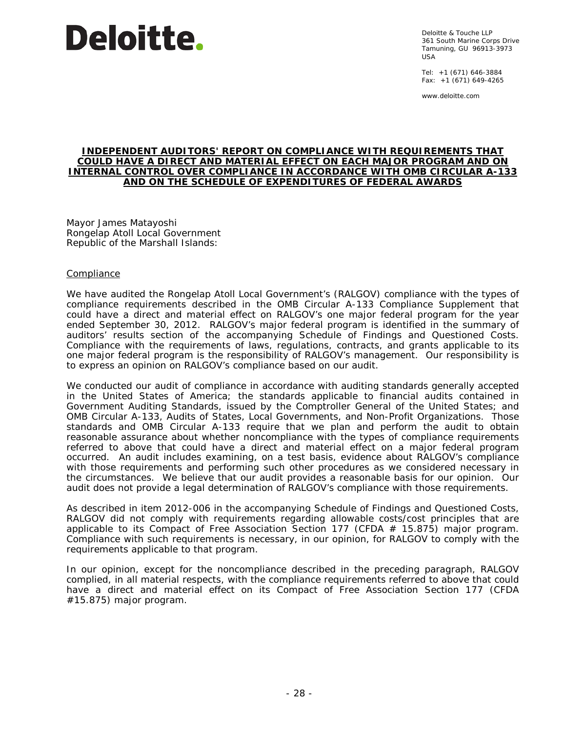Deloitte.

Deloitte & Touche LLP
361 South Marine Corps Drive
Tamuning, GU 96913-3973
USA

Tel: +1 (671) 646-3884
Fax: +1 (671) 649-4265

www.deloitte.com

# INDEPENDENT AUDITORS' REPORT ON COMPLIANCE WITH REQUIREMENTS THAT COULD HAVE A DIRECT AND MATERIAL EFFECT ON EACH MAJOR PROGRAM AND ON INTERNAL CONTROL OVER COMPLIANCE IN ACCORDANCE WITH OMB CIRCULAR A-133 AND ON THE SCHEDULE OF EXPENDITURES OF FEDERAL AWARDS

Mayor James Matayoshi
Rongelap Atoll Local Government
Republic of the Marshall Islands:

## Compliance

We have audited the Rongelap Atoll Local Government's (RALGOV) compliance with the types of compliance requirements described in the OMB Circular A-133 Compliance Supplement that could have a direct and material effect on RALGOV's one major federal program for the year ended September 30, 2012. RALGOV's major federal program is identified in the summary of auditors' results section of the accompanying Schedule of Findings and Questioned Costs. Compliance with the requirements of laws, regulations, contracts, and grants applicable to its one major federal program is the responsibility of RALGOV's management. Our responsibility is to express an opinion on RALGOV's compliance based on our audit.

We conducted our audit of compliance in accordance with auditing standards generally accepted in the United States of America; the standards applicable to financial audits contained in Government Auditing Standards, issued by the Comptroller General of the United States; and OMB Circular A-133, Audits of States, Local Governments, and Non-Profit Organizations. Those standards and OMB Circular A-133 require that we plan and perform the audit to obtain reasonable assurance about whether noncompliance with the types of compliance requirements referred to above that could have a direct and material effect on a major federal program occurred. An audit includes examining, on a test basis, evidence about RALGOV's compliance with those requirements and performing such other procedures as we considered necessary in the circumstances. We believe that our audit provides a reasonable basis for our opinion. Our audit does not provide a legal determination of RALGOV's compliance with those requirements.

As described in item 2012-006 in the accompanying Schedule of Findings and Questioned Costs, RALGOV did not comply with requirements regarding allowable costs/cost principles that are applicable to its Compact of Free Association Section 177 (CFDA # 15.875) major program. Compliance with such requirements is necessary, in our opinion, for RALGOV to comply with the requirements applicable to that program.

In our opinion, except for the noncompliance described in the preceding paragraph, RALGOV complied, in all material respects, with the compliance requirements referred to above that could have a direct and material effect on its Compact of Free Association Section 177 (CFDA #15.875) major program.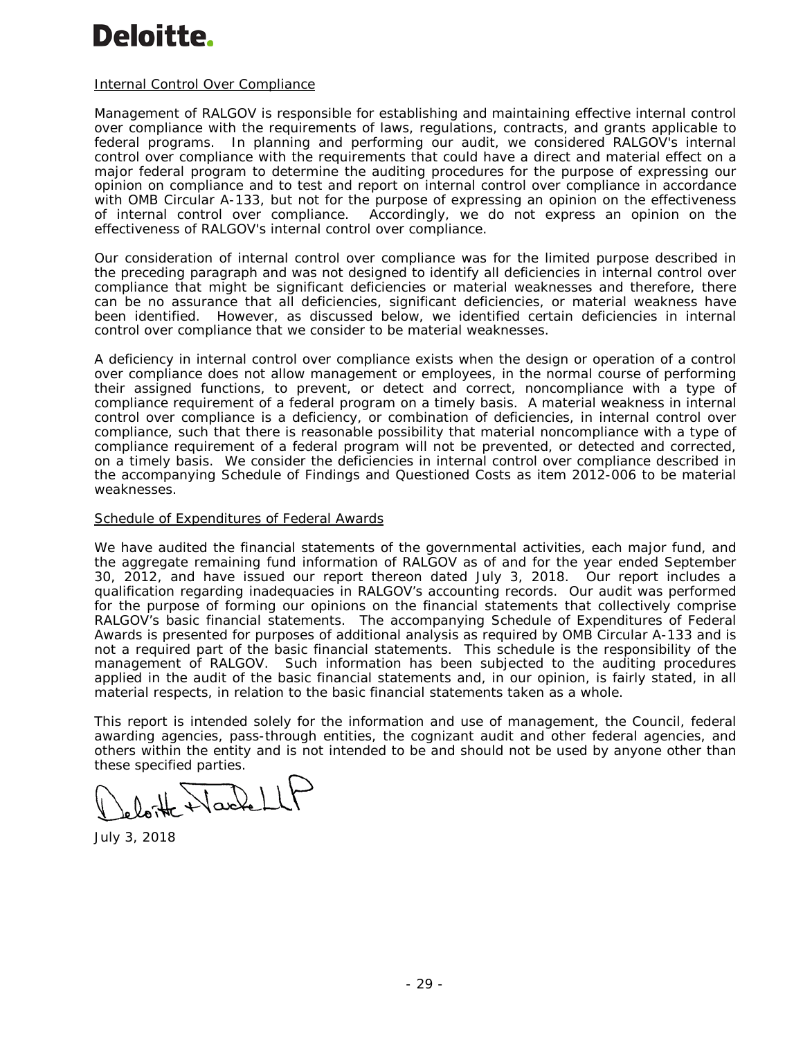**Deloitte.**

Internal Control Over Compliance

Management of RALGOV is responsible for establishing and maintaining effective internal control over compliance with the requirements of laws, regulations, contracts, and grants applicable to federal programs. In planning and performing our audit, we considered RALGOV's internal control over compliance with the requirements that could have a direct and material effect on a major federal program to determine the auditing procedures for the purpose of expressing our opinion on compliance and to test and report on internal control over compliance in accordance with OMB Circular A-133, but not for the purpose of expressing an opinion on the effectiveness of internal control over compliance. Accordingly, we do not express an opinion on the effectiveness of RALGOV's internal control over compliance.

Our consideration of internal control over compliance was for the limited purpose described in the preceding paragraph and was not designed to identify all deficiencies in internal control over compliance that might be significant deficiencies or material weaknesses and therefore, there can be no assurance that all deficiencies, significant deficiencies, or material weakness have been identified. However, as discussed below, we identified certain deficiencies in internal control over compliance that we consider to be material weaknesses.

A deficiency in internal control over compliance exists when the design or operation of a control over compliance does not allow management or employees, in the normal course of performing their assigned functions, to prevent, or detect and correct, noncompliance with a type of compliance requirement of a federal program on a timely basis. A material weakness in internal control over compliance is a deficiency, or combination of deficiencies, in internal control over compliance, such that there is reasonable possibility that material noncompliance with a type of compliance requirement of a federal program will not be prevented, or detected and corrected, on a timely basis. We consider the deficiencies in internal control over compliance described in the accompanying Schedule of Findings and Questioned Costs as item 2012-006 to be material weaknesses.

Schedule of Expenditures of Federal Awards

We have audited the financial statements of the governmental activities, each major fund, and the aggregate remaining fund information of RALGOV as of and for the year ended September 30, 2012, and have issued our report thereon dated July 3, 2018. Our report includes a qualification regarding inadequacies in RALGOV's accounting records. Our audit was performed for the purpose of forming our opinions on the financial statements that collectively comprise RALGOV's basic financial statements. The accompanying Schedule of Expenditures of Federal Awards is presented for purposes of additional analysis as required by OMB Circular A-133 and is not a required part of the basic financial statements. This schedule is the responsibility of the management of RALGOV. Such information has been subjected to the auditing procedures applied in the audit of the basic financial statements and, in our opinion, is fairly stated, in all material respects, in relation to the basic financial statements taken as a whole.

This report is intended solely for the information and use of management, the Council, federal awarding agencies, pass-through entities, the cognizant audit and other federal agencies, and others within the entity and is not intended to be and should not be used by anyone other than these specified parties.

Deloitte & Touche LLP

July 3, 2018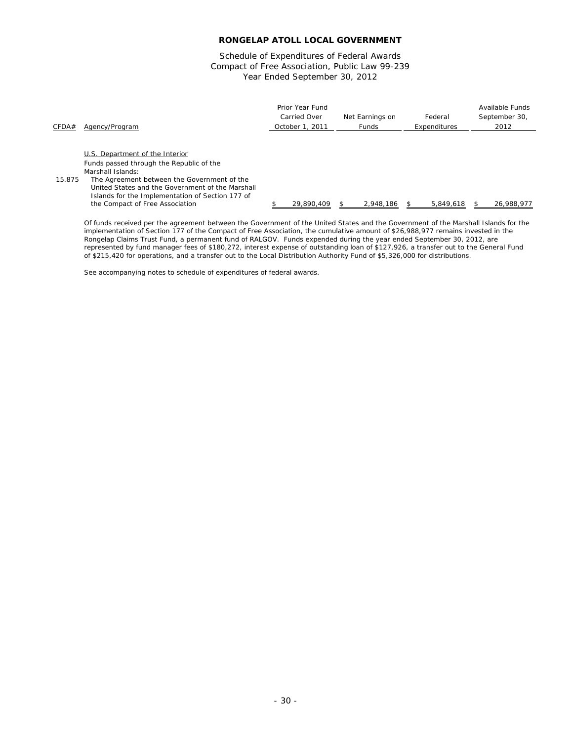**RONGELAP ATOLL LOCAL GOVERNMENT**

Schedule of Expenditures of Federal Awards
Compact of Free Association, Public Law 99-239
Year Ended September 30, 2012

| CFDA# | Agency/Program | Prior Year Fund Carried Over October 1, 2011 | Net Earnings on Funds | Federal Expenditures | Available Funds September 30, 2012 |
|---|---|---|---|---|---|
| | U.S. Department of the Interior | | | | |
| | Funds passed through the Republic of the Marshall Islands: | | | | |
| 15.875 | The Agreement between the Government of the United States and the Government of the Marshall Islands for the Implementation of Section 177 of the Compact of Free Association | $ 29,890,409 | $ 2,948,186 | $ 5,849,618 | $ 26,988,977 |

Of funds received per the agreement between the Government of the United States and the Government of the Marshall Islands for the implementation of Section 177 of the Compact of Free Association, the cumulative amount of $26,988,977 remains invested in the Rongelap Claims Trust Fund, a permanent fund of RALGOV. Funds expended during the year ended September 30, 2012, are represented by fund manager fees of $180,272, interest expense of outstanding loan of $127,926, a transfer out to the General Fund of $215,420 for operations, and a transfer out to the Local Distribution Authority Fund of $5,326,000 for distributions.

See accompanying notes to schedule of expenditures of federal awards.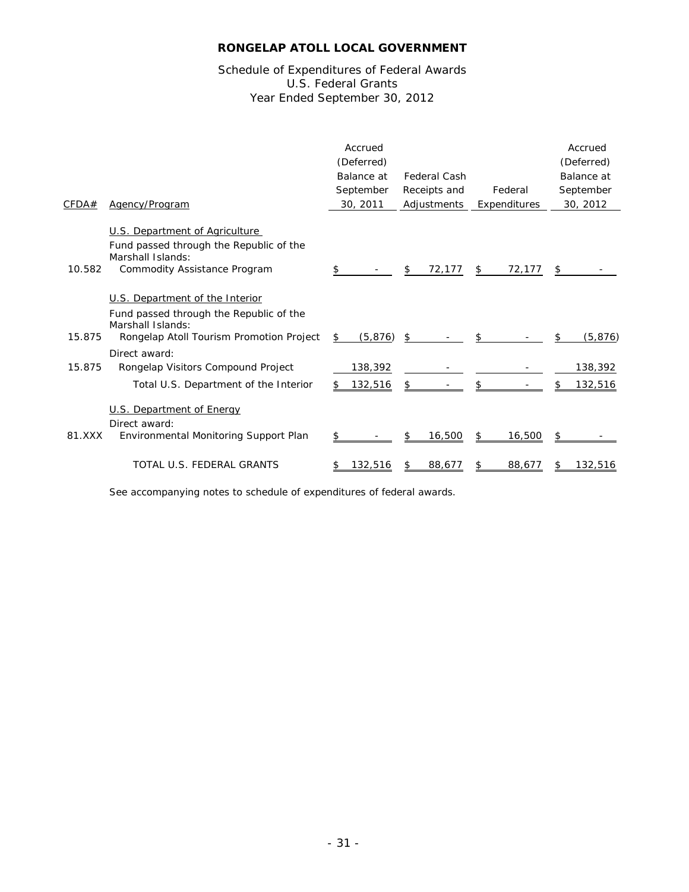**RONGELAP ATOLL LOCAL GOVERNMENT**

Schedule of Expenditures of Federal Awards
U.S. Federal Grants
Year Ended September 30, 2012

| CFDA# | Agency/Program | Accrued (Deferred) Balance at September 30, 2011 | Federal Cash Receipts and Adjustments | Federal Expenditures | Accrued (Deferred) Balance at September 30, 2012 |
|---|---|---|---|---|---|
| | U.S. Department of Agriculture | | | | |
| | Fund passed through the Republic of the Marshall Islands: | | | | |
| 10.582 | Commodity Assistance Program | $ - | $ 72,177 | $ 72,177 | $ - |
| | U.S. Department of the Interior | | | | |
| | Fund passed through the Republic of the Marshall Islands: | | | | |
| 15.875 | Rongelap Atoll Tourism Promotion Project | $ (5,876) | $ - | $ - | $ (5,876) |
| | Direct award: | | | | |
| 15.875 | Rongelap Visitors Compound Project | 138,392 | - | - | 138,392 |
| | Total U.S. Department of the Interior | $ 132,516 | $ - | $ - | $ 132,516 |
| | U.S. Department of Energy | | | | |
| | Direct award: | | | | |
| 81.XXX | Environmental Monitoring Support Plan | $ - | $ 16,500 | $ 16,500 | $ - |
| | TOTAL U.S. FEDERAL GRANTS | $ 132,516 | $ 88,677 | $ 88,677 | $ 132,516 |

See accompanying notes to schedule of expenditures of federal awards.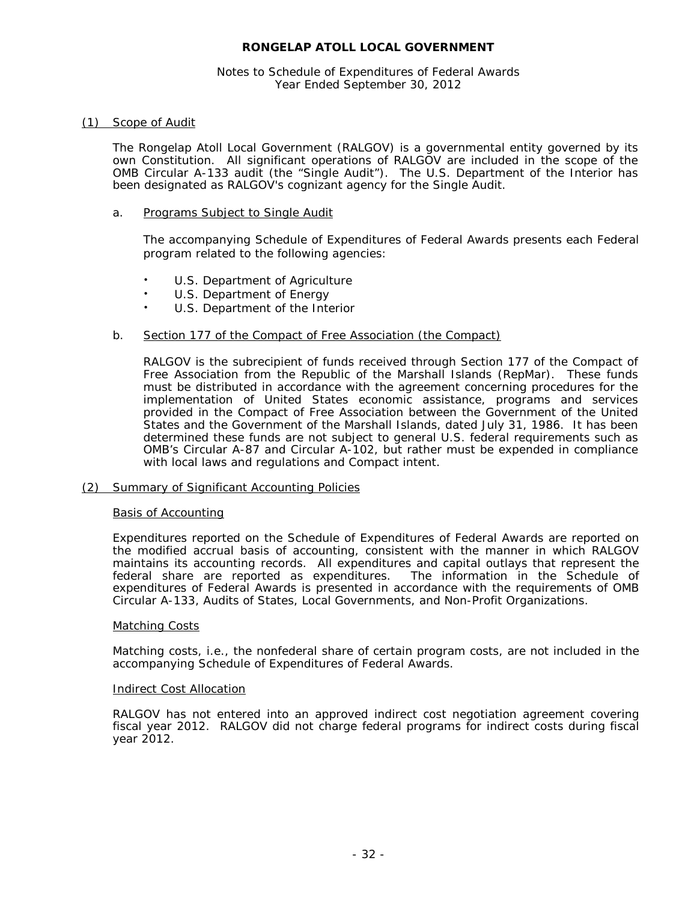**RONGELAP ATOLL LOCAL GOVERNMENT**

Notes to Schedule of Expenditures of Federal Awards
Year Ended September 30, 2012

## (1) Scope of Audit

The Rongelap Atoll Local Government (RALGOV) is a governmental entity governed by its own Constitution. All significant operations of RALGOV are included in the scope of the OMB Circular A-133 audit (the "Single Audit"). The U.S. Department of the Interior has been designated as RALGOV's cognizant agency for the Single Audit.

### a. Programs Subject to Single Audit

The accompanying Schedule of Expenditures of Federal Awards presents each Federal program related to the following agencies:

- U.S. Department of Agriculture
- U.S. Department of Energy
- U.S. Department of the Interior

### b. Section 177 of the Compact of Free Association (the Compact)

RALGOV is the subrecipient of funds received through Section 177 of the Compact of Free Association from the Republic of the Marshall Islands (RepMar). These funds must be distributed in accordance with the agreement concerning procedures for the implementation of United States economic assistance, programs and services provided in the Compact of Free Association between the Government of the United States and the Government of the Marshall Islands, dated July 31, 1986. It has been determined these funds are not subject to general U.S. federal requirements such as OMB's Circular A-87 and Circular A-102, but rather must be expended in compliance with local laws and regulations and Compact intent.

## (2) Summary of Significant Accounting Policies

### Basis of Accounting

Expenditures reported on the Schedule of Expenditures of Federal Awards are reported on the modified accrual basis of accounting, consistent with the manner in which RALGOV maintains its accounting records. All expenditures and capital outlays that represent the federal share are reported as expenditures. The information in the Schedule of expenditures of Federal Awards is presented in accordance with the requirements of OMB Circular A-133, Audits of States, Local Governments, and Non-Profit Organizations.

### Matching Costs

Matching costs, i.e., the nonfederal share of certain program costs, are not included in the accompanying Schedule of Expenditures of Federal Awards.

### Indirect Cost Allocation

RALGOV has not entered into an approved indirect cost negotiation agreement covering fiscal year 2012. RALGOV did not charge federal programs for indirect costs during fiscal year 2012.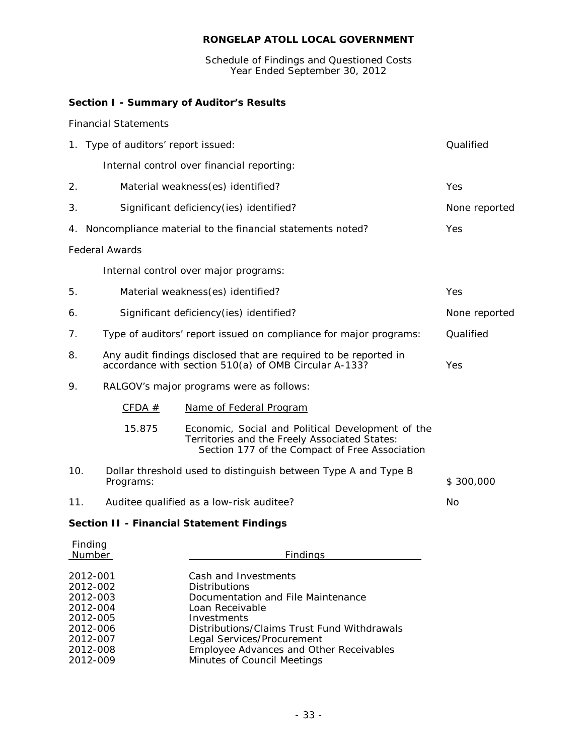**RONGELAP ATOLL LOCAL GOVERNMENT**

Schedule of Findings and Questioned Costs
Year Ended September 30, 2012

## Section I - Summary of Auditor's Results

Financial Statements

| | | |
|---|---|---|
| 1. | Type of auditors' report issued: | Qualified |
| | Internal control over financial reporting: | |
| 2. | Material weakness(es) identified? | Yes |
| 3. | Significant deficiency(ies) identified? | None reported |
| 4. | Noncompliance material to the financial statements noted? | Yes |

Federal Awards

| | | |
|---|---|---|
| | Internal control over major programs: | |
| 5. | Material weakness(es) identified? | Yes |
| 6. | Significant deficiency(ies) identified? | None reported |
| 7. | Type of auditors' report issued on compliance for major programs: | Qualified |
| 8. | Any audit findings disclosed that are required to be reported in accordance with section 510(a) of OMB Circular A-133? | Yes |
| 9. | RALGOV's major programs were as follows: | |

| CFDA # | Name of Federal Program |
|---|---|
| 15.875 | Economic, Social and Political Development of the Territories and the Freely Associated States: Section 177 of the Compact of Free Association |

| | | |
|---|---|---|
| 10. | Dollar threshold used to distinguish between Type A and Type B Programs: | $ 300,000 |
| 11. | Auditee qualified as a low-risk auditee? | No |

## Section II - Financial Statement Findings

| Finding Number | Findings |
|---|---|
| 2012-001 | Cash and Investments |
| 2012-002 | Distributions |
| 2012-003 | Documentation and File Maintenance |
| 2012-004 | Loan Receivable |
| 2012-005 | Investments |
| 2012-006 | Distributions/Claims Trust Fund Withdrawals |
| 2012-007 | Legal Services/Procurement |
| 2012-008 | Employee Advances and Other Receivables |
| 2012-009 | Minutes of Council Meetings |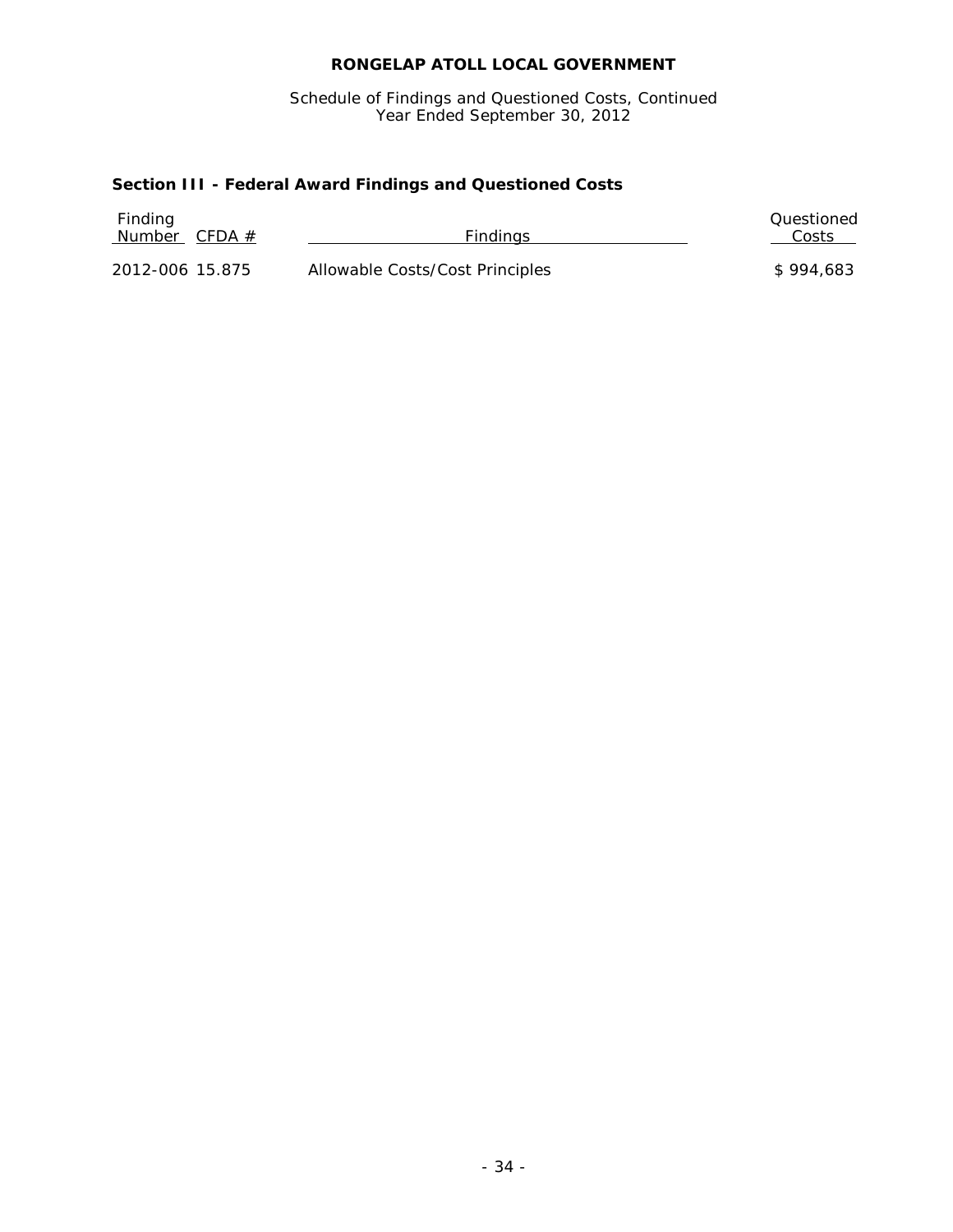# RONGELAP ATOLL LOCAL GOVERNMENT

Schedule of Findings and Questioned Costs, Continued
Year Ended September 30, 2012

## Section III - Federal Award Findings and Questioned Costs

| Finding Number | CFDA # | Findings | Questioned Costs |
|---|---|---|---|
| 2012-006 | 15.875 | Allowable Costs/Cost Principles | $ 994,683 |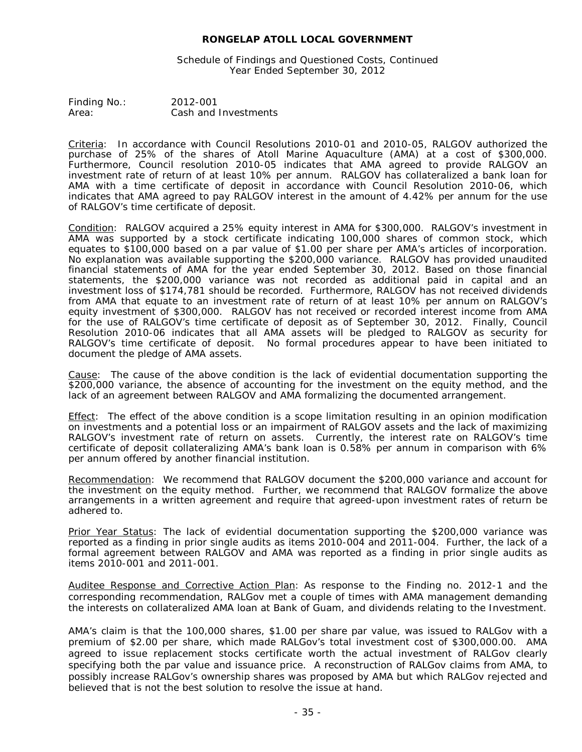**RONGELAP ATOLL LOCAL GOVERNMENT**

Schedule of Findings and Questioned Costs, Continued
Year Ended September 30, 2012

Finding No.: 2012-001
Area: Cash and Investments

Criteria: In accordance with Council Resolutions 2010-01 and 2010-05, RALGOV authorized the purchase of 25% of the shares of Atoll Marine Aquaculture (AMA) at a cost of $300,000. Furthermore, Council resolution 2010-05 indicates that AMA agreed to provide RALGOV an investment rate of return of at least 10% per annum. RALGOV has collateralized a bank loan for AMA with a time certificate of deposit in accordance with Council Resolution 2010-06, which indicates that AMA agreed to pay RALGOV interest in the amount of 4.42% per annum for the use of RALGOV's time certificate of deposit.

Condition: RALGOV acquired a 25% equity interest in AMA for $300,000. RALGOV's investment in AMA was supported by a stock certificate indicating 100,000 shares of common stock, which equates to $100,000 based on a par value of $1.00 per share per AMA's articles of incorporation. No explanation was available supporting the $200,000 variance. RALGOV has provided unaudited financial statements of AMA for the year ended September 30, 2012. Based on those financial statements, the $200,000 variance was not recorded as additional paid in capital and an investment loss of $174,781 should be recorded. Furthermore, RALGOV has not received dividends from AMA that equate to an investment rate of return of at least 10% per annum on RALGOV's equity investment of $300,000. RALGOV has not received or recorded interest income from AMA for the use of RALGOV's time certificate of deposit as of September 30, 2012. Finally, Council Resolution 2010-06 indicates that all AMA assets will be pledged to RALGOV as security for RALGOV's time certificate of deposit. No formal procedures appear to have been initiated to document the pledge of AMA assets.

Cause: The cause of the above condition is the lack of evidential documentation supporting the $200,000 variance, the absence of accounting for the investment on the equity method, and the lack of an agreement between RALGOV and AMA formalizing the documented arrangement.

Effect: The effect of the above condition is a scope limitation resulting in an opinion modification on investments and a potential loss or an impairment of RALGOV assets and the lack of maximizing RALGOV's investment rate of return on assets. Currently, the interest rate on RALGOV's time certificate of deposit collateralizing AMA's bank loan is 0.58% per annum in comparison with 6% per annum offered by another financial institution.

Recommendation: We recommend that RALGOV document the $200,000 variance and account for the investment on the equity method. Further, we recommend that RALGOV formalize the above arrangements in a written agreement and require that agreed-upon investment rates of return be adhered to.

Prior Year Status: The lack of evidential documentation supporting the $200,000 variance was reported as a finding in prior single audits as items 2010-004 and 2011-004. Further, the lack of a formal agreement between RALGOV and AMA was reported as a finding in prior single audits as items 2010-001 and 2011-001.

Auditee Response and Corrective Action Plan: As response to the Finding no. 2012-1 and the corresponding recommendation, RALGov met a couple of times with AMA management demanding the interests on collateralized AMA loan at Bank of Guam, and dividends relating to the Investment.

AMA's claim is that the 100,000 shares, $1.00 per share par value, was issued to RALGov with a premium of $2.00 per share, which made RALGov's total investment cost of $300,000.00. AMA agreed to issue replacement stocks certificate worth the actual investment of RALGov clearly specifying both the par value and issuance price. A reconstruction of RALGov claims from AMA, to possibly increase RALGov's ownership shares was proposed by AMA but which RALGov rejected and believed that is not the best solution to resolve the issue at hand.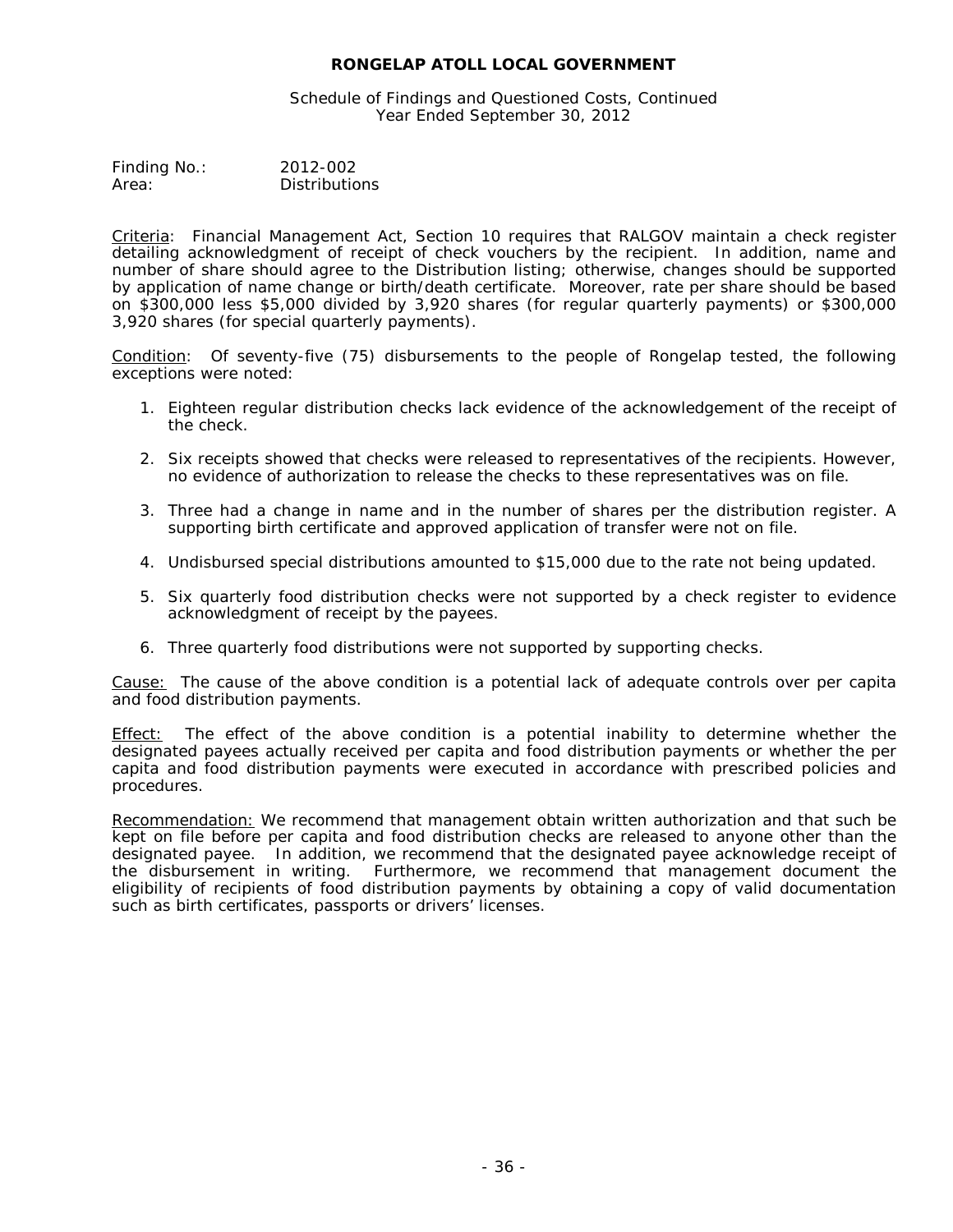**RONGELAP ATOLL LOCAL GOVERNMENT**

Schedule of Findings and Questioned Costs, Continued
Year Ended September 30, 2012

Finding No.: 2012-002
Area: Distributions

Criteria: Financial Management Act, Section 10 requires that RALGOV maintain a check register detailing acknowledgment of receipt of check vouchers by the recipient. In addition, name and number of share should agree to the Distribution listing; otherwise, changes should be supported by application of name change or birth/death certificate. Moreover, rate per share should be based on $300,000 less $5,000 divided by 3,920 shares (for regular quarterly payments) or $300,000 3,920 shares (for special quarterly payments).

Condition: Of seventy-five (75) disbursements to the people of Rongelap tested, the following exceptions were noted:

1. Eighteen regular distribution checks lack evidence of the acknowledgement of the receipt of the check.
2. Six receipts showed that checks were released to representatives of the recipients. However, no evidence of authorization to release the checks to these representatives was on file.
3. Three had a change in name and in the number of shares per the distribution register. A supporting birth certificate and approved application of transfer were not on file.
4. Undisbursed special distributions amounted to $15,000 due to the rate not being updated.
5. Six quarterly food distribution checks were not supported by a check register to evidence acknowledgment of receipt by the payees.
6. Three quarterly food distributions were not supported by supporting checks.

Cause: The cause of the above condition is a potential lack of adequate controls over per capita and food distribution payments.

Effect: The effect of the above condition is a potential inability to determine whether the designated payees actually received per capita and food distribution payments or whether the per capita and food distribution payments were executed in accordance with prescribed policies and procedures.

Recommendation: We recommend that management obtain written authorization and that such be kept on file before per capita and food distribution checks are released to anyone other than the designated payee. In addition, we recommend that the designated payee acknowledge receipt of the disbursement in writing. Furthermore, we recommend that management document the eligibility of recipients of food distribution payments by obtaining a copy of valid documentation such as birth certificates, passports or drivers' licenses.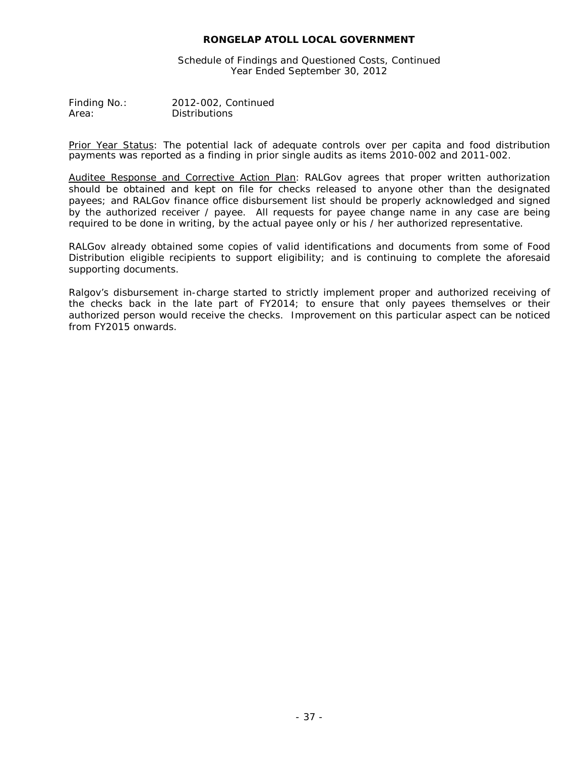Finding No.: 2012-002, Continued
Area: Distributions

Prior Year Status: The potential lack of adequate controls over per capita and food distribution payments was reported as a finding in prior single audits as items 2010-002 and 2011-002.

Auditee Response and Corrective Action Plan: RALGov agrees that proper written authorization should be obtained and kept on file for checks released to anyone other than the designated payees; and RALGov finance office disbursement list should be properly acknowledged and signed by the authorized receiver / payee. All requests for payee change name in any case are being required to be done in writing, by the actual payee only or his / her authorized representative.

RALGov already obtained some copies of valid identifications and documents from some of Food Distribution eligible recipients to support eligibility; and is continuing to complete the aforesaid supporting documents.

Ralgov's disbursement in-charge started to strictly implement proper and authorized receiving of the checks back in the late part of FY2014; to ensure that only payees themselves or their authorized person would receive the checks. Improvement on this particular aspect can be noticed from FY2015 onwards.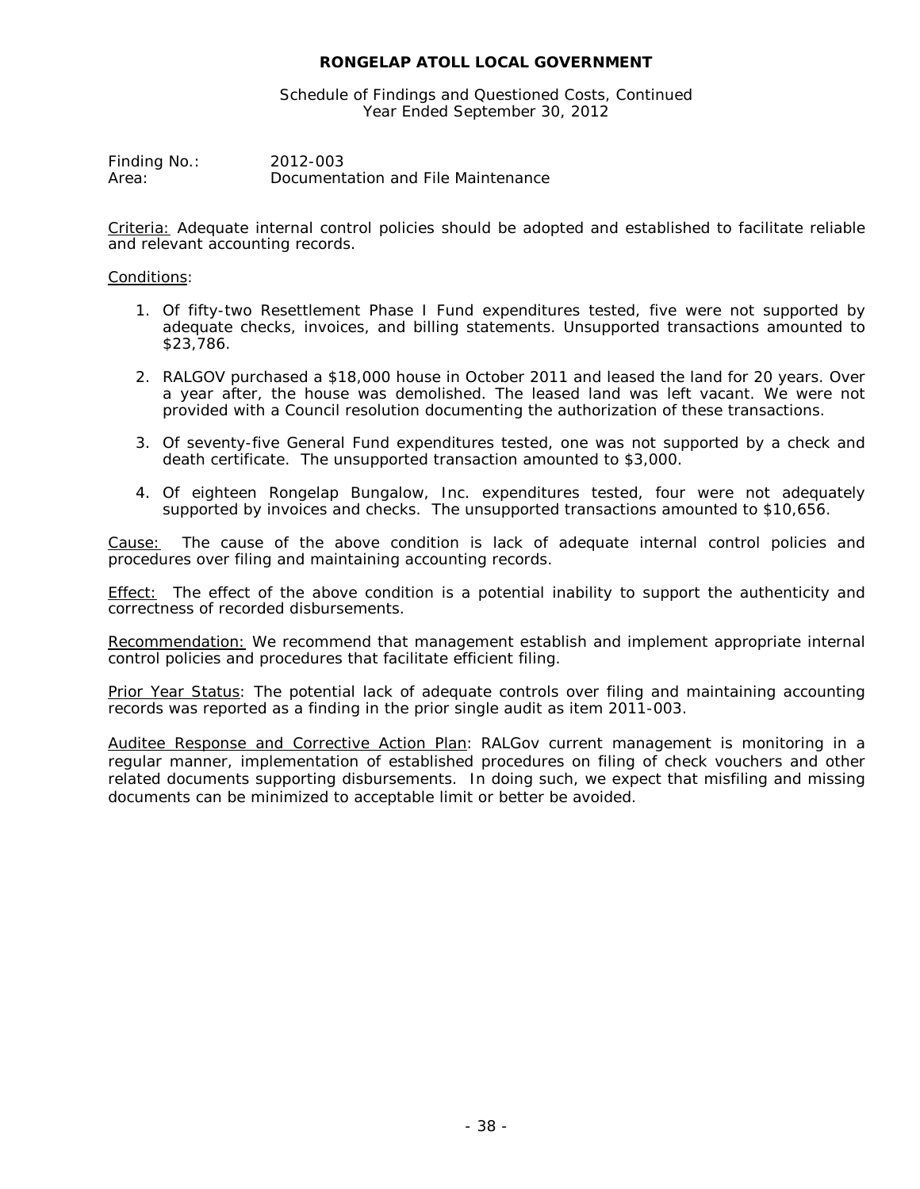**RONGELAP ATOLL LOCAL GOVERNMENT**

Schedule of Findings and Questioned Costs, Continued
Year Ended September 30, 2012

Finding No.: 2012-003
Area: Documentation and File Maintenance

Criteria: Adequate internal control policies should be adopted and established to facilitate reliable and relevant accounting records.

Conditions:

1. Of fifty-two Resettlement Phase I Fund expenditures tested, five were not supported by adequate checks, invoices, and billing statements. Unsupported transactions amounted to $23,786.

2. RALGOV purchased a $18,000 house in October 2011 and leased the land for 20 years. Over a year after, the house was demolished. The leased land was left vacant. We were not provided with a Council resolution documenting the authorization of these transactions.

3. Of seventy-five General Fund expenditures tested, one was not supported by a check and death certificate. The unsupported transaction amounted to $3,000.

4. Of eighteen Rongelap Bungalow, Inc. expenditures tested, four were not adequately supported by invoices and checks. The unsupported transactions amounted to $10,656.

Cause: The cause of the above condition is lack of adequate internal control policies and procedures over filing and maintaining accounting records.

Effect: The effect of the above condition is a potential inability to support the authenticity and correctness of recorded disbursements.

Recommendation: We recommend that management establish and implement appropriate internal control policies and procedures that facilitate efficient filing.

Prior Year Status: The potential lack of adequate controls over filing and maintaining accounting records was reported as a finding in the prior single audit as item 2011-003.

Auditee Response and Corrective Action Plan: RALGov current management is monitoring in a regular manner, implementation of established procedures on filing of check vouchers and other related documents supporting disbursements. In doing such, we expect that misfiling and missing documents can be minimized to acceptable limit or better be avoided.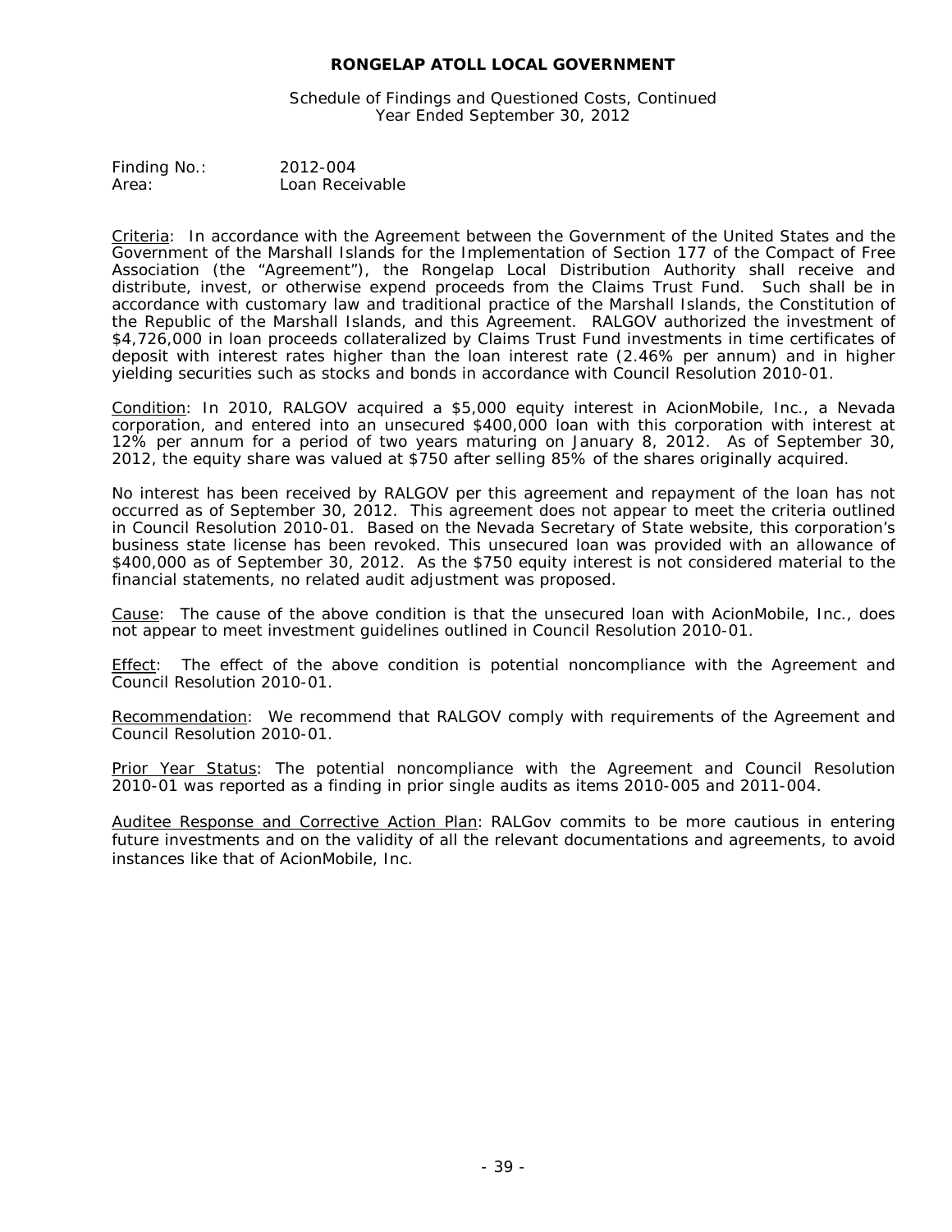**RONGELAP ATOLL LOCAL GOVERNMENT**

Schedule of Findings and Questioned Costs, Continued
Year Ended September 30, 2012

Finding No.: 2012-004
Area: Loan Receivable

Criteria: In accordance with the Agreement between the Government of the United States and the Government of the Marshall Islands for the Implementation of Section 177 of the Compact of Free Association (the "Agreement"), the Rongelap Local Distribution Authority shall receive and distribute, invest, or otherwise expend proceeds from the Claims Trust Fund. Such shall be in accordance with customary law and traditional practice of the Marshall Islands, the Constitution of the Republic of the Marshall Islands, and this Agreement. RALGOV authorized the investment of $4,726,000 in loan proceeds collateralized by Claims Trust Fund investments in time certificates of deposit with interest rates higher than the loan interest rate (2.46% per annum) and in higher yielding securities such as stocks and bonds in accordance with Council Resolution 2010-01.

Condition: In 2010, RALGOV acquired a $5,000 equity interest in AcionMobile, Inc., a Nevada corporation, and entered into an unsecured $400,000 loan with this corporation with interest at 12% per annum for a period of two years maturing on January 8, 2012. As of September 30, 2012, the equity share was valued at $750 after selling 85% of the shares originally acquired.

No interest has been received by RALGOV per this agreement and repayment of the loan has not occurred as of September 30, 2012. This agreement does not appear to meet the criteria outlined in Council Resolution 2010-01. Based on the Nevada Secretary of State website, this corporation's business state license has been revoked. This unsecured loan was provided with an allowance of $400,000 as of September 30, 2012. As the $750 equity interest is not considered material to the financial statements, no related audit adjustment was proposed.

Cause: The cause of the above condition is that the unsecured loan with AcionMobile, Inc., does not appear to meet investment guidelines outlined in Council Resolution 2010-01.

Effect: The effect of the above condition is potential noncompliance with the Agreement and Council Resolution 2010-01.

Recommendation: We recommend that RALGOV comply with requirements of the Agreement and Council Resolution 2010-01.

Prior Year Status: The potential noncompliance with the Agreement and Council Resolution 2010-01 was reported as a finding in prior single audits as items 2010-005 and 2011-004.

Auditee Response and Corrective Action Plan: RALGov commits to be more cautious in entering future investments and on the validity of all the relevant documentations and agreements, to avoid instances like that of AcionMobile, Inc.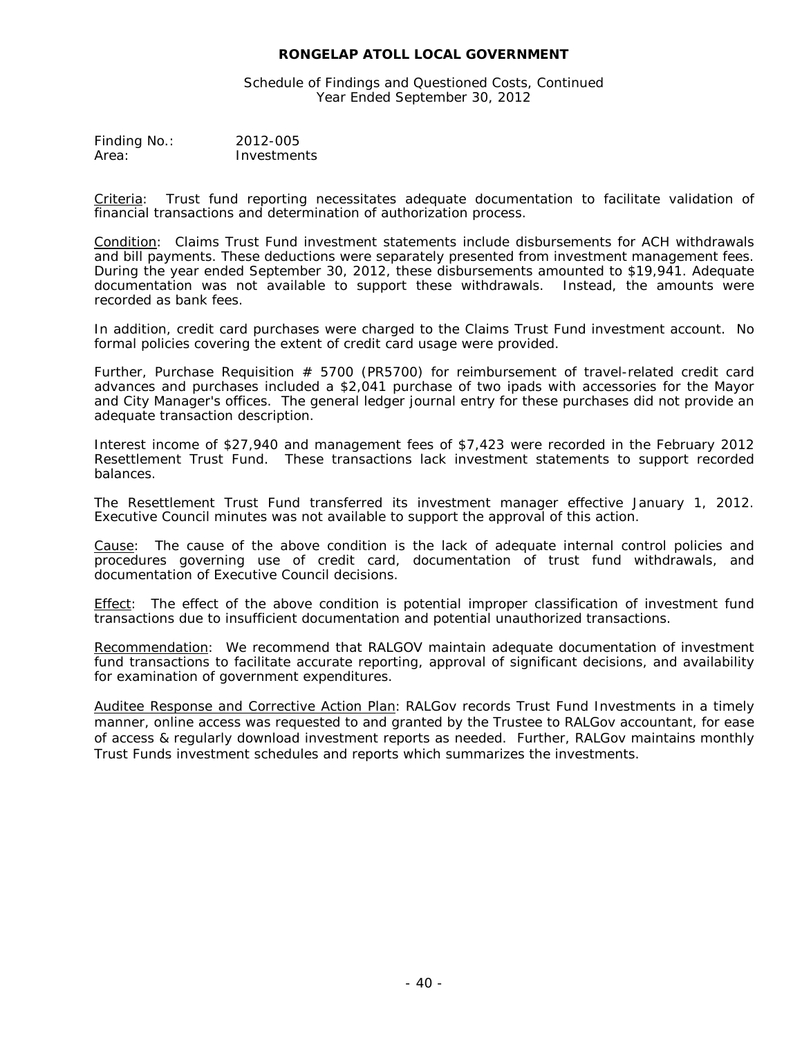**RONGELAP ATOLL LOCAL GOVERNMENT**

Schedule of Findings and Questioned Costs, Continued
Year Ended September 30, 2012

Finding No.: 2012-005
Area: Investments

Criteria: Trust fund reporting necessitates adequate documentation to facilitate validation of financial transactions and determination of authorization process.

Condition: Claims Trust Fund investment statements include disbursements for ACH withdrawals and bill payments. These deductions were separately presented from investment management fees. During the year ended September 30, 2012, these disbursements amounted to $19,941. Adequate documentation was not available to support these withdrawals. Instead, the amounts were recorded as bank fees.

In addition, credit card purchases were charged to the Claims Trust Fund investment account. No formal policies covering the extent of credit card usage were provided.

Further, Purchase Requisition # 5700 (PR5700) for reimbursement of travel-related credit card advances and purchases included a $2,041 purchase of two ipads with accessories for the Mayor and City Manager's offices. The general ledger journal entry for these purchases did not provide an adequate transaction description.

Interest income of $27,940 and management fees of $7,423 were recorded in the February 2012 Resettlement Trust Fund. These transactions lack investment statements to support recorded balances.

The Resettlement Trust Fund transferred its investment manager effective January 1, 2012. Executive Council minutes was not available to support the approval of this action.

Cause: The cause of the above condition is the lack of adequate internal control policies and procedures governing use of credit card, documentation of trust fund withdrawals, and documentation of Executive Council decisions.

Effect: The effect of the above condition is potential improper classification of investment fund transactions due to insufficient documentation and potential unauthorized transactions.

Recommendation: We recommend that RALGOV maintain adequate documentation of investment fund transactions to facilitate accurate reporting, approval of significant decisions, and availability for examination of government expenditures.

Auditee Response and Corrective Action Plan: RALGov records Trust Fund Investments in a timely manner, online access was requested to and granted by the Trustee to RALGov accountant, for ease of access & regularly download investment reports as needed. Further, RALGov maintains monthly Trust Funds investment schedules and reports which summarizes the investments.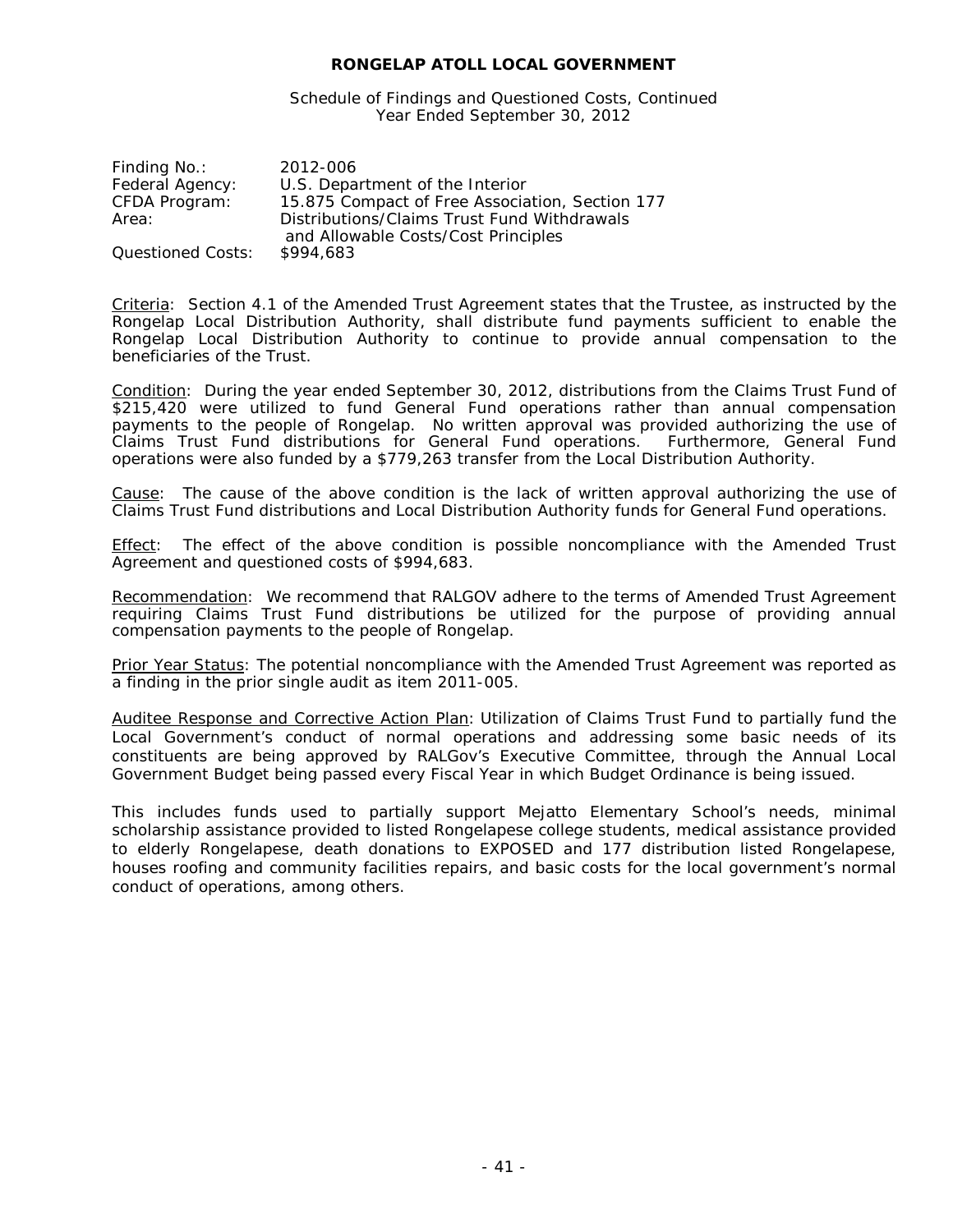**RONGELAP ATOLL LOCAL GOVERNMENT**

Schedule of Findings and Questioned Costs, Continued
Year Ended September 30, 2012

| | |
|---|---|
| Finding No.: | 2012-006 |
| Federal Agency: | U.S. Department of the Interior |
| CFDA Program: | 15.875 Compact of Free Association, Section 177 |
| Area: | Distributions/Claims Trust Fund Withdrawals and Allowable Costs/Cost Principles |
| Questioned Costs: | $994,683 |

Criteria: Section 4.1 of the Amended Trust Agreement states that the Trustee, as instructed by the Rongelap Local Distribution Authority, shall distribute fund payments sufficient to enable the Rongelap Local Distribution Authority to continue to provide annual compensation to the beneficiaries of the Trust.

Condition: During the year ended September 30, 2012, distributions from the Claims Trust Fund of $215,420 were utilized to fund General Fund operations rather than annual compensation payments to the people of Rongelap. No written approval was provided authorizing the use of Claims Trust Fund distributions for General Fund operations. Furthermore, General Fund operations were also funded by a $779,263 transfer from the Local Distribution Authority.

Cause: The cause of the above condition is the lack of written approval authorizing the use of Claims Trust Fund distributions and Local Distribution Authority funds for General Fund operations.

Effect: The effect of the above condition is possible noncompliance with the Amended Trust Agreement and questioned costs of $994,683.

Recommendation: We recommend that RALGOV adhere to the terms of Amended Trust Agreement requiring Claims Trust Fund distributions be utilized for the purpose of providing annual compensation payments to the people of Rongelap.

Prior Year Status: The potential noncompliance with the Amended Trust Agreement was reported as a finding in the prior single audit as item 2011-005.

Auditee Response and Corrective Action Plan: Utilization of Claims Trust Fund to partially fund the Local Government's conduct of normal operations and addressing some basic needs of its constituents are being approved by RALGov's Executive Committee, through the Annual Local Government Budget being passed every Fiscal Year in which Budget Ordinance is being issued.

This includes funds used to partially support Mejatto Elementary School's needs, minimal scholarship assistance provided to listed Rongelapese college students, medical assistance provided to elderly Rongelapese, death donations to EXPOSED and 177 distribution listed Rongelapese, houses roofing and community facilities repairs, and basic costs for the local government's normal conduct of operations, among others.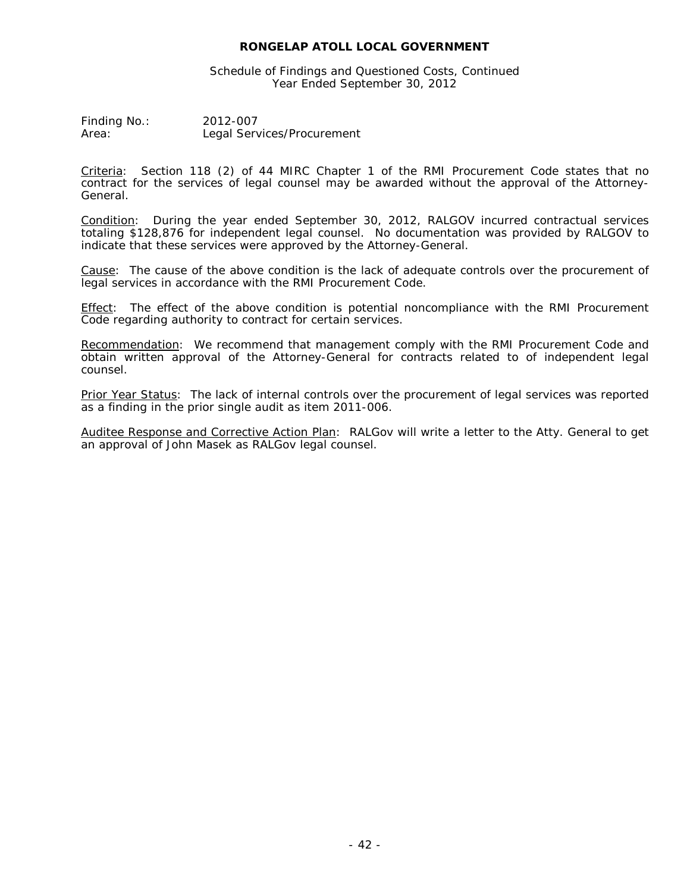**RONGELAP ATOLL LOCAL GOVERNMENT**

Schedule of Findings and Questioned Costs, Continued
Year Ended September 30, 2012

Finding No.: 2012-007
Area: Legal Services/Procurement

Criteria: Section 118 (2) of 44 MIRC Chapter 1 of the RMI Procurement Code states that no contract for the services of legal counsel may be awarded without the approval of the Attorney-General.

Condition: During the year ended September 30, 2012, RALGOV incurred contractual services totaling $128,876 for independent legal counsel. No documentation was provided by RALGOV to indicate that these services were approved by the Attorney-General.

Cause: The cause of the above condition is the lack of adequate controls over the procurement of legal services in accordance with the RMI Procurement Code.

Effect: The effect of the above condition is potential noncompliance with the RMI Procurement Code regarding authority to contract for certain services.

Recommendation: We recommend that management comply with the RMI Procurement Code and obtain written approval of the Attorney-General for contracts related to of independent legal counsel.

Prior Year Status: The lack of internal controls over the procurement of legal services was reported as a finding in the prior single audit as item 2011-006.

Auditee Response and Corrective Action Plan: RALGov will write a letter to the Atty. General to get an approval of John Masek as RALGov legal counsel.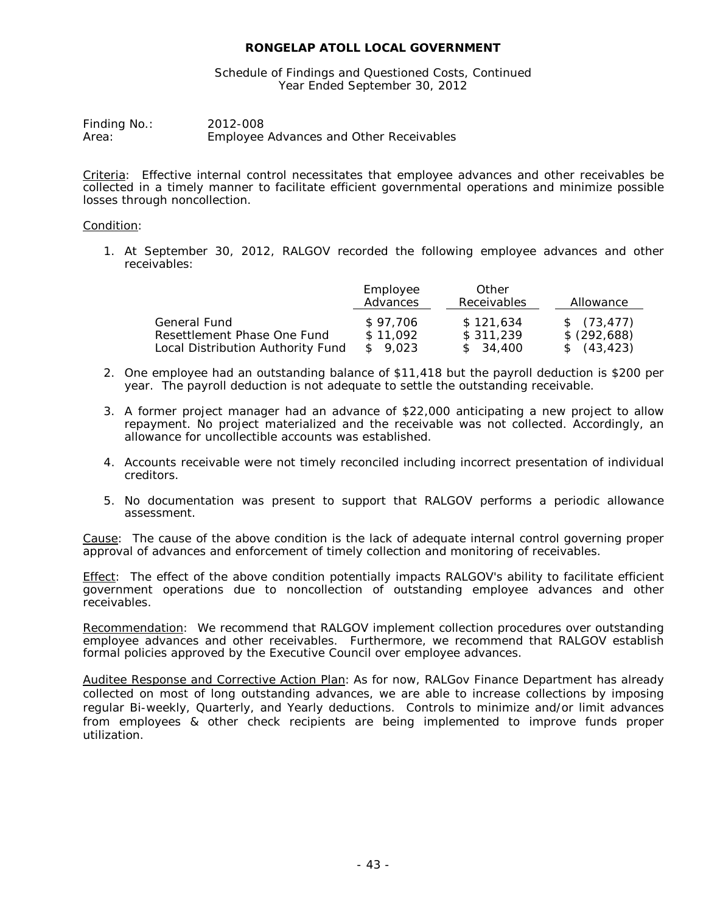**RONGELAP ATOLL LOCAL GOVERNMENT**

Schedule of Findings and Questioned Costs, Continued
Year Ended September 30, 2012

Finding No.: 2012-008
Area: Employee Advances and Other Receivables

Criteria: Effective internal control necessitates that employee advances and other receivables be collected in a timely manner to facilitate efficient governmental operations and minimize possible losses through noncollection.

Condition:

1. At September 30, 2012, RALGOV recorded the following employee advances and other receivables:

| | Employee Advances | Other Receivables | Allowance |
|---|---|---|---|
| General Fund | $ 97,706 | $ 121,634 | $ (73,477) |
| Resettlement Phase One Fund | $ 11,092 | $ 311,239 | $ (292,688) |
| Local Distribution Authority Fund | $ 9,023 | $ 34,400 | $ (43,423) |

2. One employee had an outstanding balance of $11,418 but the payroll deduction is $200 per year. The payroll deduction is not adequate to settle the outstanding receivable.

3. A former project manager had an advance of $22,000 anticipating a new project to allow repayment. No project materialized and the receivable was not collected. Accordingly, an allowance for uncollectible accounts was established.

4. Accounts receivable were not timely reconciled including incorrect presentation of individual creditors.

5. No documentation was present to support that RALGOV performs a periodic allowance assessment.

Cause: The cause of the above condition is the lack of adequate internal control governing proper approval of advances and enforcement of timely collection and monitoring of receivables.

Effect: The effect of the above condition potentially impacts RALGOV's ability to facilitate efficient government operations due to noncollection of outstanding employee advances and other receivables.

Recommendation: We recommend that RALGOV implement collection procedures over outstanding employee advances and other receivables. Furthermore, we recommend that RALGOV establish formal policies approved by the Executive Council over employee advances.

Auditee Response and Corrective Action Plan: As for now, RALGov Finance Department has already collected on most of long outstanding advances, we are able to increase collections by imposing regular Bi-weekly, Quarterly, and Yearly deductions. Controls to minimize and/or limit advances from employees & other check recipients are being implemented to improve funds proper utilization.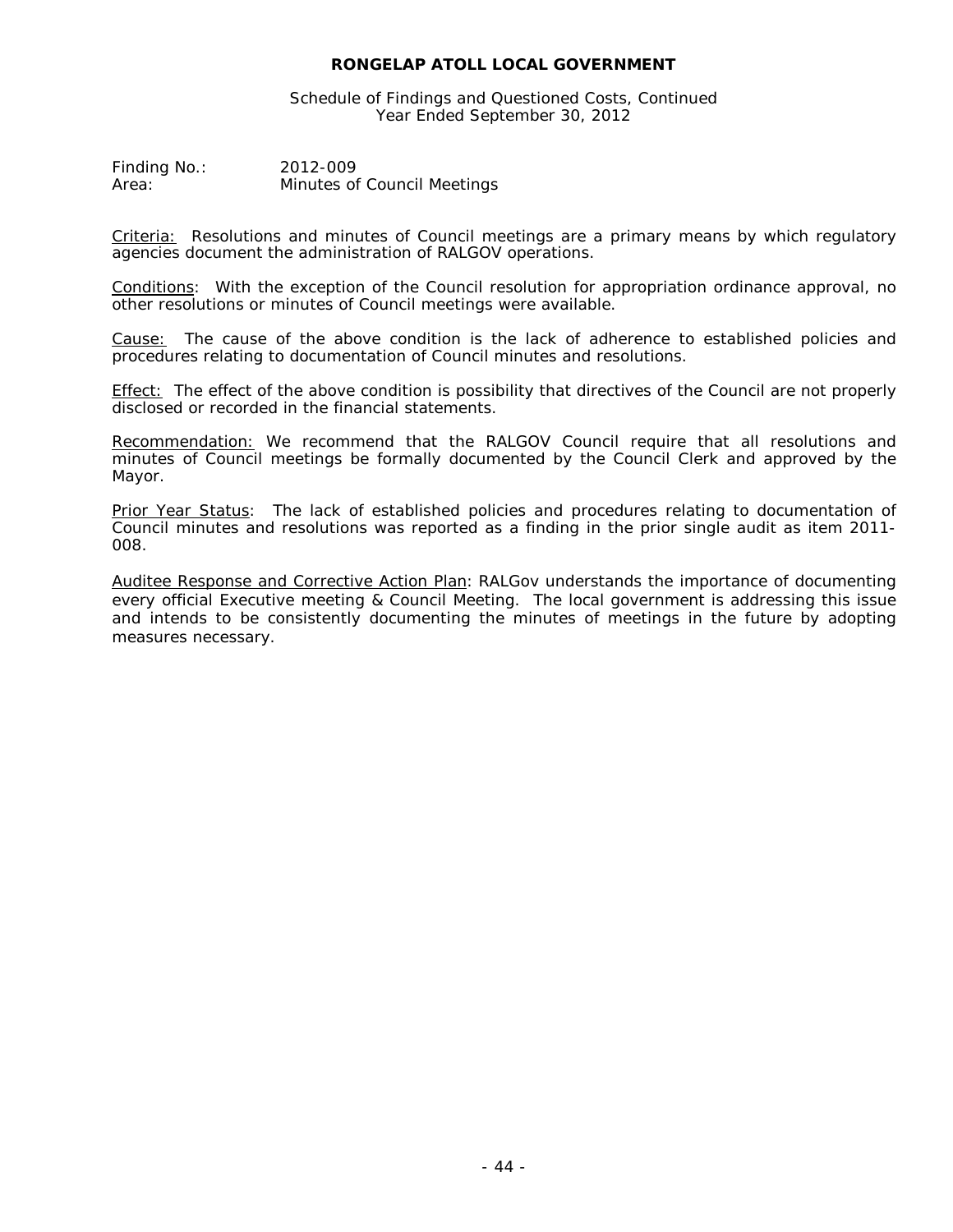**RONGELAP ATOLL LOCAL GOVERNMENT**

Schedule of Findings and Questioned Costs, Continued
Year Ended September 30, 2012

Finding No.: 2012-009
Area: Minutes of Council Meetings

Criteria: Resolutions and minutes of Council meetings are a primary means by which regulatory agencies document the administration of RALGOV operations.

Conditions: With the exception of the Council resolution for appropriation ordinance approval, no other resolutions or minutes of Council meetings were available.

Cause: The cause of the above condition is the lack of adherence to established policies and procedures relating to documentation of Council minutes and resolutions.

Effect: The effect of the above condition is possibility that directives of the Council are not properly disclosed or recorded in the financial statements.

Recommendation: We recommend that the RALGOV Council require that all resolutions and minutes of Council meetings be formally documented by the Council Clerk and approved by the Mayor.

Prior Year Status: The lack of established policies and procedures relating to documentation of Council minutes and resolutions was reported as a finding in the prior single audit as item 2011-008.

Auditee Response and Corrective Action Plan: RALGov understands the importance of documenting every official Executive meeting & Council Meeting. The local government is addressing this issue and intends to be consistently documenting the minutes of meetings in the future by adopting measures necessary.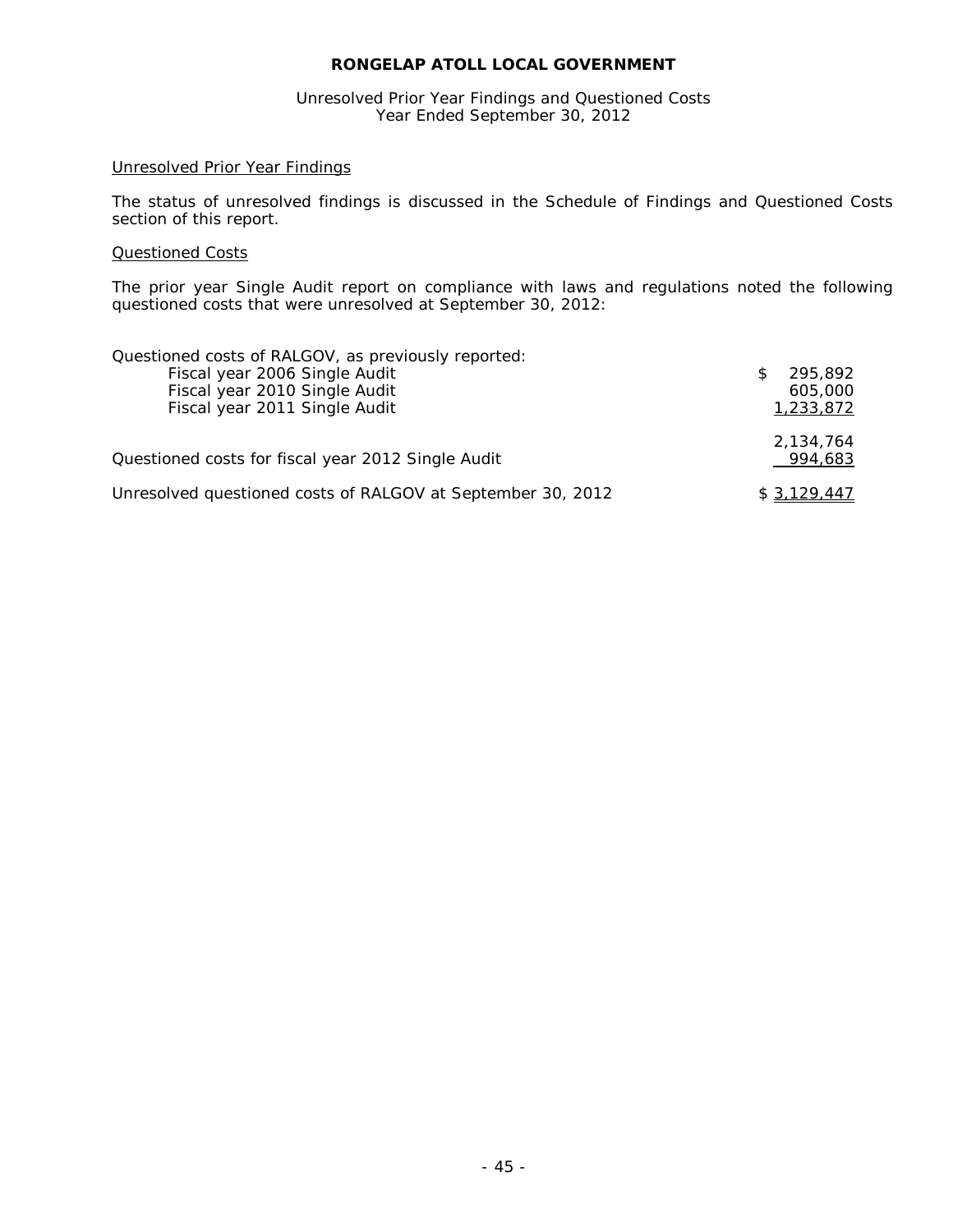# RONGELAP ATOLL LOCAL GOVERNMENT

Unresolved Prior Year Findings and Questioned Costs
Year Ended September 30, 2012

## Unresolved Prior Year Findings

The status of unresolved findings is discussed in the Schedule of Findings and Questioned Costs section of this report.

## Questioned Costs

The prior year Single Audit report on compliance with laws and regulations noted the following questioned costs that were unresolved at September 30, 2012:

| | |
|---|---|
| Questioned costs of RALGOV, as previously reported: | |
| Fiscal year 2006 Single Audit | $ 295,892 |
| Fiscal year 2010 Single Audit | 605,000 |
| Fiscal year 2011 Single Audit | 1,233,872 |
| | 2,134,764 |
| Questioned costs for fiscal year 2012 Single Audit | 994,683 |
| Unresolved questioned costs of RALGOV at September 30, 2012 | $ 3,129,447 |